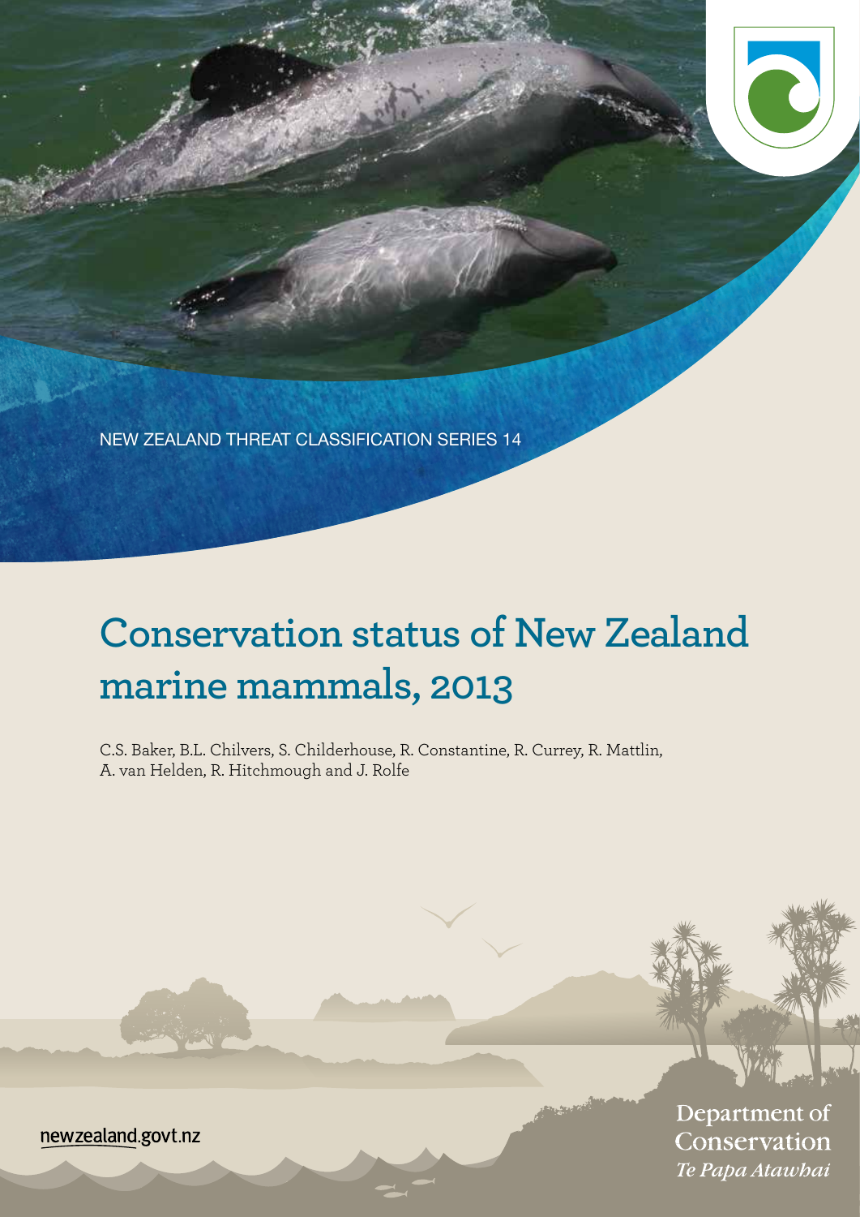NEW ZEALAND THREAT CLASSIFICATION SERIES 14

# Conservation status of New Zealand marine mammals, 2013

C.S. Baker, B.L. Chilvers, S. Childerhouse, R. Constantine, R. Currey, R. Mattlin, A. van Helden, R. Hitchmough and J. Rolfe

newzealand.govt.nz

Department of Conservation
*Te Papa Atawhai*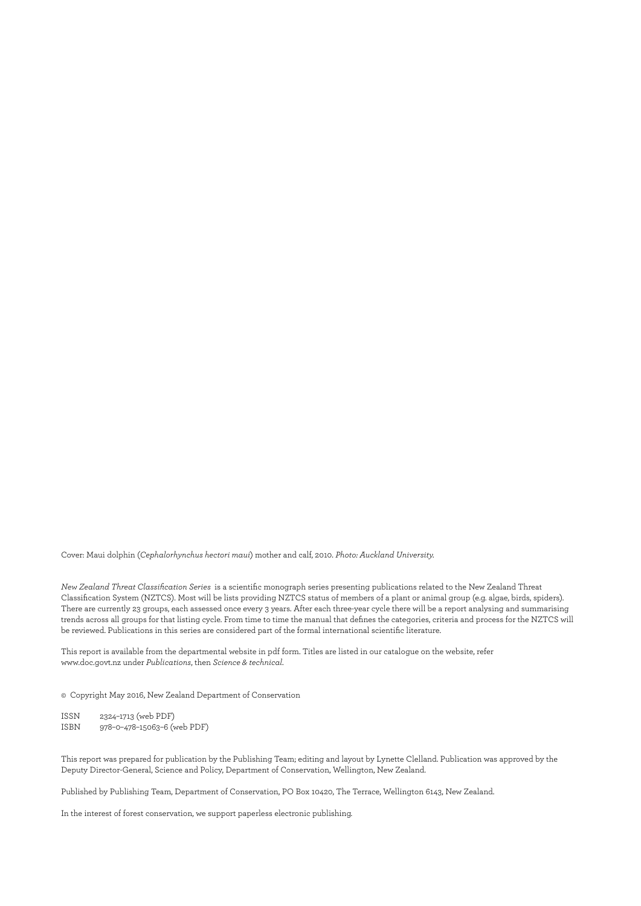Cover: Maui dolphin (*Cephalorhynchus hectori maui*) mother and calf, 2010. *Photo: Auckland University.*

*New Zealand Threat Classification Series* is a scientific monograph series presenting publications related to the New Zealand Threat Classification System (NZTCS). Most will be lists providing NZTCS status of members of a plant or animal group (e.g. algae, birds, spiders). There are currently 23 groups, each assessed once every 3 years. After each three-year cycle there will be a report analysing and summarising trends across all groups for that listing cycle. From time to time the manual that defines the categories, criteria and process for the NZTCS will be reviewed. Publications in this series are considered part of the formal international scientific literature.

This report is available from the departmental website in pdf form. Titles are listed in our catalogue on the website, refer www.doc.govt.nz under *Publications*, then *Science & technical*.

© Copyright May 2016, New Zealand Department of Conservation

ISSN 2324–1713 (web PDF)
ISBN 978–0–478–15063–6 (web PDF)

This report was prepared for publication by the Publishing Team; editing and layout by Lynette Clelland. Publication was approved by the Deputy Director-General, Science and Policy, Department of Conservation, Wellington, New Zealand.

Published by Publishing Team, Department of Conservation, PO Box 10420, The Terrace, Wellington 6143, New Zealand.

In the interest of forest conservation, we support paperless electronic publishing.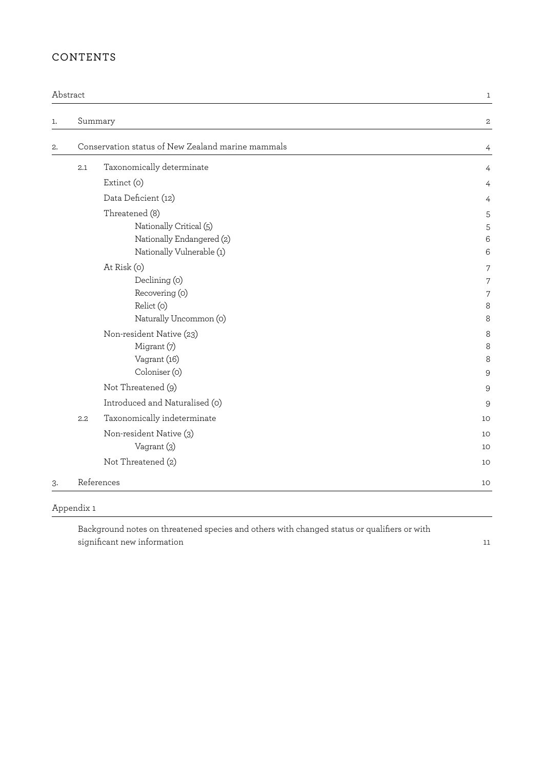# CONTENTS

| | | | |
|---|---|---|---|
| Abstract | | | 1 |
| 1. | Summary | | 2 |
| 2. | Conservation status of New Zealand marine mammals | | 4 |
| | 2.1 | Taxonomically determinate | 4 |
| | | Extinct (0) | 4 |
| | | Data Deficient (12) | 4 |
| | | Threatened (8) | 5 |
| | | Nationally Critical (5) | 5 |
| | | Nationally Endangered (2) | 6 |
| | | Nationally Vulnerable (1) | 6 |
| | | At Risk (0) | 7 |
| | | Declining (0) | 7 |
| | | Recovering (0) | 7 |
| | | Relict (0) | 8 |
| | | Naturally Uncommon (0) | 8 |
| | | Non-resident Native (23) | 8 |
| | | Migrant (7) | 8 |
| | | Vagrant (16) | 8 |
| | | Coloniser (0) | 9 |
| | | Not Threatened (9) | 9 |
| | | Introduced and Naturalised (0) | 9 |
| | 2.2 | Taxonomically indeterminate | 10 |
| | | Non-resident Native (3) | 10 |
| | | Vagrant (3) | 10 |
| | | Not Threatened (2) | 10 |
| 3. | References | | 10 |
| Appendix 1 | | | |
| | Background notes on threatened species and others with changed status or qualifiers or with significant new information | | 11 |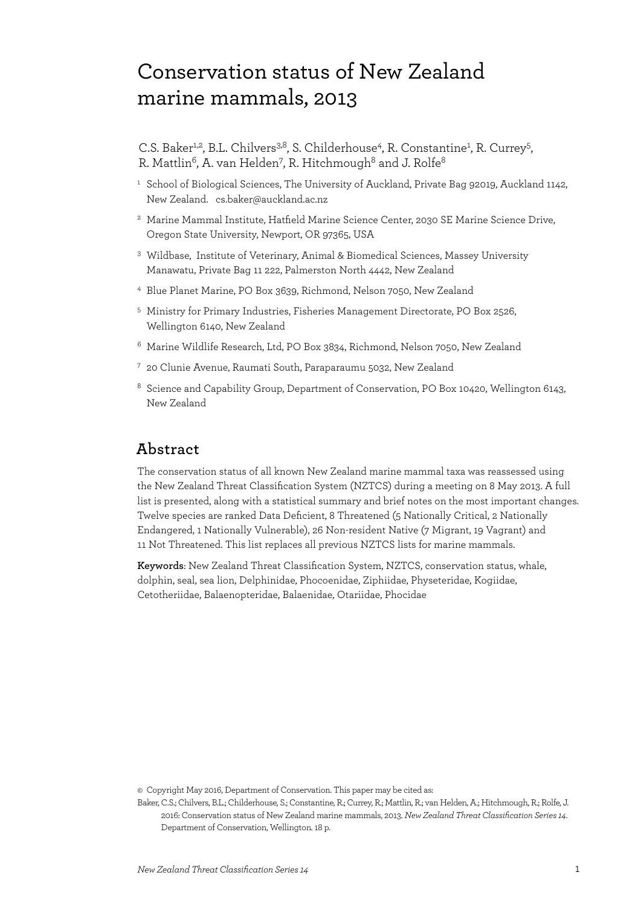# Conservation status of New Zealand marine mammals, 2013

C.S. Baker[1,2], B.L. Chilvers[3,8], S. Childerhouse[4], R. Constantine[1], R. Currey[5], R. Mattlin[6], A. van Helden[7], R. Hitchmough[8] and J. Rolfe[8]

[1] School of Biological Sciences, The University of Auckland, Private Bag 92019, Auckland 1142, New Zealand. cs.baker@auckland.ac.nz

[2] Marine Mammal Institute, Hatfield Marine Science Center, 2030 SE Marine Science Drive, Oregon State University, Newport, OR 97365, USA

[3] Wildbase, Institute of Veterinary, Animal & Biomedical Sciences, Massey University Manawatu, Private Bag 11 222, Palmerston North 4442, New Zealand

[4] Blue Planet Marine, PO Box 3639, Richmond, Nelson 7050, New Zealand

[5] Ministry for Primary Industries, Fisheries Management Directorate, PO Box 2526, Wellington 6140, New Zealand

[6] Marine Wildlife Research, Ltd, PO Box 3834, Richmond, Nelson 7050, New Zealand

[7] 20 Clunie Avenue, Raumati South, Paraparaumu 5032, New Zealand

[8] Science and Capability Group, Department of Conservation, PO Box 10420, Wellington 6143, New Zealand

## Abstract

The conservation status of all known New Zealand marine mammal taxa was reassessed using the New Zealand Threat Classification System (NZTCS) during a meeting on 8 May 2013. A full list is presented, along with a statistical summary and brief notes on the most important changes. Twelve species are ranked Data Deficient, 8 Threatened (5 Nationally Critical, 2 Nationally Endangered, 1 Nationally Vulnerable), 26 Non-resident Native (7 Migrant, 19 Vagrant) and 11 Not Threatened. This list replaces all previous NZTCS lists for marine mammals.

**Keywords**: New Zealand Threat Classification System, NZTCS, conservation status, whale, dolphin, seal, sea lion, Delphinidae, Phocoenidae, Ziphiidae, Physeteridae, Kogiidae, Cetotheriidae, Balaenopteridae, Balaenidae, Otariidae, Phocidae

© Copyright May 2016, Department of Conservation. This paper may be cited as:

Baker, C.S.; Chilvers, B.L.; Childerhouse, S.; Constantine, R.; Currey, R.; Mattlin, R.; van Helden, A.; Hitchmough, R.; Rolfe, J. 2016: Conservation status of New Zealand marine mammals, 2013. *New Zealand Threat Classification Series 14*. Department of Conservation, Wellington. 18 p.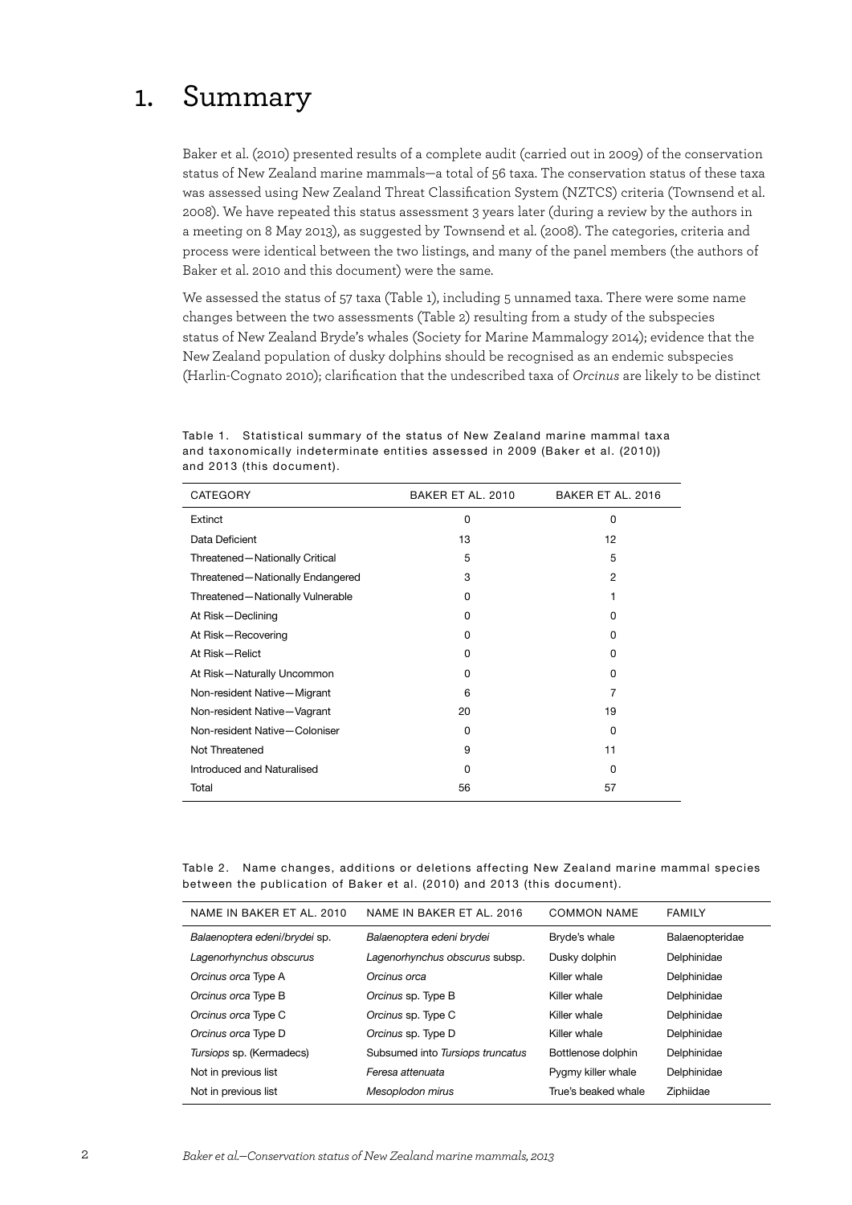# 1. Summary

Baker et al. (2010) presented results of a complete audit (carried out in 2009) of the conservation status of New Zealand marine mammals—a total of 56 taxa. The conservation status of these taxa was assessed using New Zealand Threat Classification System (NZTCS) criteria (Townsend et al. 2008). We have repeated this status assessment 3 years later (during a review by the authors in a meeting on 8 May 2013), as suggested by Townsend et al. (2008). The categories, criteria and process were identical between the two listings, and many of the panel members (the authors of Baker et al. 2010 and this document) were the same.

We assessed the status of 57 taxa (Table 1), including 5 unnamed taxa. There were some name changes between the two assessments (Table 2) resulting from a study of the subspecies status of New Zealand Bryde's whales (Society for Marine Mammalogy 2014); evidence that the New Zealand population of dusky dolphins should be recognised as an endemic subspecies (Harlin-Cognato 2010); clarification that the undescribed taxa of *Orcinus* are likely to be distinct

Table 1. Statistical summary of the status of New Zealand marine mammal taxa and taxonomically indeterminate entities assessed in 2009 (Baker et al. (2010)) and 2013 (this document).

| CATEGORY | BAKER ET AL. 2010 | BAKER ET AL. 2016 |
|---|---|---|
| Extinct | 0 | 0 |
| Data Deficient | 13 | 12 |
| Threatened—Nationally Critical | 5 | 5 |
| Threatened—Nationally Endangered | 3 | 2 |
| Threatened—Nationally Vulnerable | 0 | 1 |
| At Risk—Declining | 0 | 0 |
| At Risk—Recovering | 0 | 0 |
| At Risk—Relict | 0 | 0 |
| At Risk—Naturally Uncommon | 0 | 0 |
| Non-resident Native—Migrant | 6 | 7 |
| Non-resident Native—Vagrant | 20 | 19 |
| Non-resident Native—Coloniser | 0 | 0 |
| Not Threatened | 9 | 11 |
| Introduced and Naturalised | 0 | 0 |
| Total | 56 | 57 |

Table 2. Name changes, additions or deletions affecting New Zealand marine mammal species between the publication of Baker et al. (2010) and 2013 (this document).

| NAME IN BAKER ET AL. 2010 | NAME IN BAKER ET AL. 2016 | COMMON NAME | FAMILY |
|---|---|---|---|
| *Balaenoptera edeni/brydei* sp. | *Balaenoptera edeni brydei* | Bryde's whale | Balaenopteridae |
| *Lagenorhynchus obscurus* | *Lagenorhynchus obscurus* subsp. | Dusky dolphin | Delphinidae |
| *Orcinus orca* Type A | *Orcinus orca* | Killer whale | Delphinidae |
| *Orcinus orca* Type B | *Orcinus* sp. Type B | Killer whale | Delphinidae |
| *Orcinus orca* Type C | *Orcinus* sp. Type C | Killer whale | Delphinidae |
| *Orcinus orca* Type D | *Orcinus* sp. Type D | Killer whale | Delphinidae |
| *Tursiops* sp. (Kermadecs) | Subsumed into *Tursiops truncatus* | Bottlenose dolphin | Delphinidae |
| Not in previous list | *Feresa attenuata* | Pygmy killer whale | Delphinidae |
| Not in previous list | *Mesoplodon mirus* | True's beaked whale | Ziphiidae |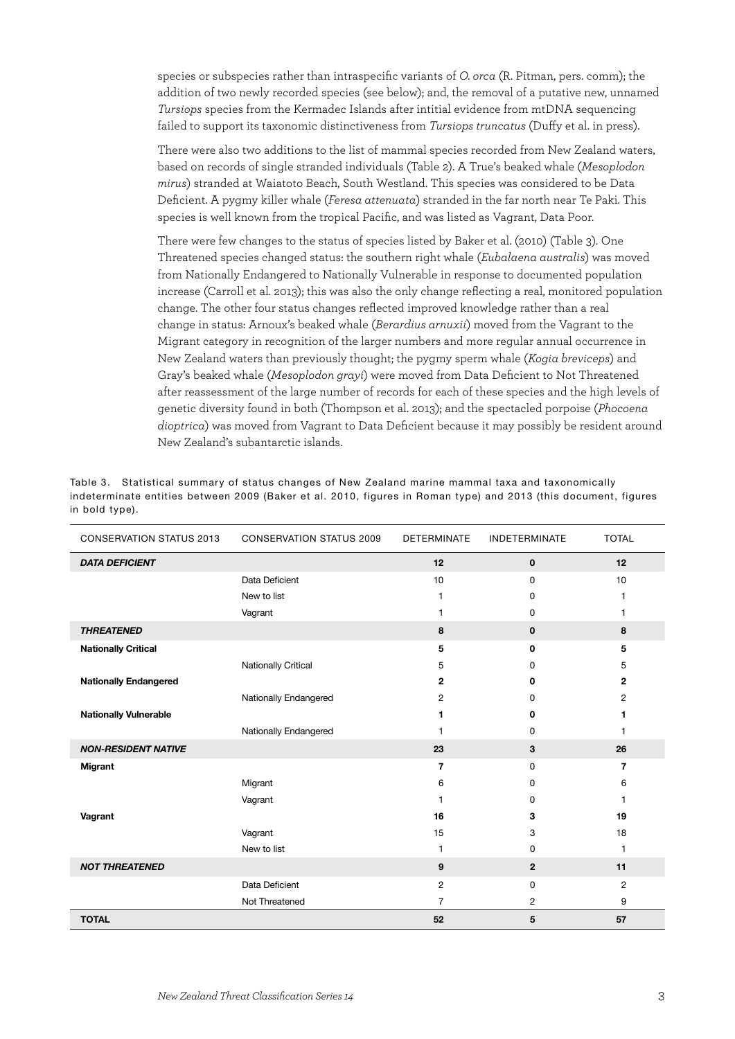species or subspecies rather than intraspecific variants of *O. orca* (R. Pitman, pers. comm); the addition of two newly recorded species (see below); and, the removal of a putative new, unnamed *Tursiops* species from the Kermadec Islands after intitial evidence from mtDNA sequencing failed to support its taxonomic distinctiveness from *Tursiops truncatus* (Duffy et al. in press).

There were also two additions to the list of mammal species recorded from New Zealand waters, based on records of single stranded individuals (Table 2). A True's beaked whale (*Mesoplodon mirus*) stranded at Waiatoto Beach, South Westland. This species was considered to be Data Deficient. A pygmy killer whale (*Feresa attenuata*) stranded in the far north near Te Paki. This species is well known from the tropical Pacific, and was listed as Vagrant, Data Poor.

There were few changes to the status of species listed by Baker et al. (2010) (Table 3). One Threatened species changed status: the southern right whale (*Eubalaena australis*) was moved from Nationally Endangered to Nationally Vulnerable in response to documented population increase (Carroll et al. 2013); this was also the only change reflecting a real, monitored population change. The other four status changes reflected improved knowledge rather than a real change in status: Arnoux's beaked whale (*Berardius arnuxii*) moved from the Vagrant to the Migrant category in recognition of the larger numbers and more regular annual occurrence in New Zealand waters than previously thought; the pygmy sperm whale (*Kogia breviceps*) and Gray's beaked whale (*Mesoplodon grayi*) were moved from Data Deficient to Not Threatened after reassessment of the large number of records for each of these species and the high levels of genetic diversity found in both (Thompson et al. 2013); and the spectacled porpoise (*Phocoena dioptrica*) was moved from Vagrant to Data Deficient because it may possibly be resident around New Zealand's subantarctic islands.

Table 3. Statistical summary of status changes of New Zealand marine mammal taxa and taxonomically indeterminate entities between 2009 (Baker et al. 2010, figures in Roman type) and 2013 (this document, figures in bold type).

| CONSERVATION STATUS 2013 | CONSERVATION STATUS 2009 | DETERMINATE | INDETERMINATE | TOTAL |
|---|---|---|---|---|
| ***DATA DEFICIENT*** | | **12** | **0** | **12** |
| | Data Deficient | 10 | 0 | 10 |
| | New to list | 1 | 0 | 1 |
| | Vagrant | 1 | 0 | 1 |
| ***THREATENED*** | | **8** | **0** | **8** |
| **Nationally Critical** | | **5** | **0** | **5** |
| | Nationally Critical | 5 | 0 | 5 |
| **Nationally Endangered** | | **2** | **0** | **2** |
| | Nationally Endangered | 2 | 0 | 2 |
| **Nationally Vulnerable** | | **1** | **0** | **1** |
| | Nationally Endangered | 1 | 0 | 1 |
| ***NON-RESIDENT NATIVE*** | | **23** | **3** | **26** |
| **Migrant** | | **7** | 0 | **7** |
| | Migrant | 6 | 0 | 6 |
| | Vagrant | 1 | 0 | 1 |
| **Vagrant** | | **16** | **3** | **19** |
| | Vagrant | 15 | 3 | 18 |
| | New to list | 1 | 0 | 1 |
| ***NOT THREATENED*** | | **9** | **2** | **11** |
| | Data Deficient | 2 | 0 | 2 |
| | Not Threatened | 7 | 2 | 9 |
| **TOTAL** | | **52** | **5** | **57** |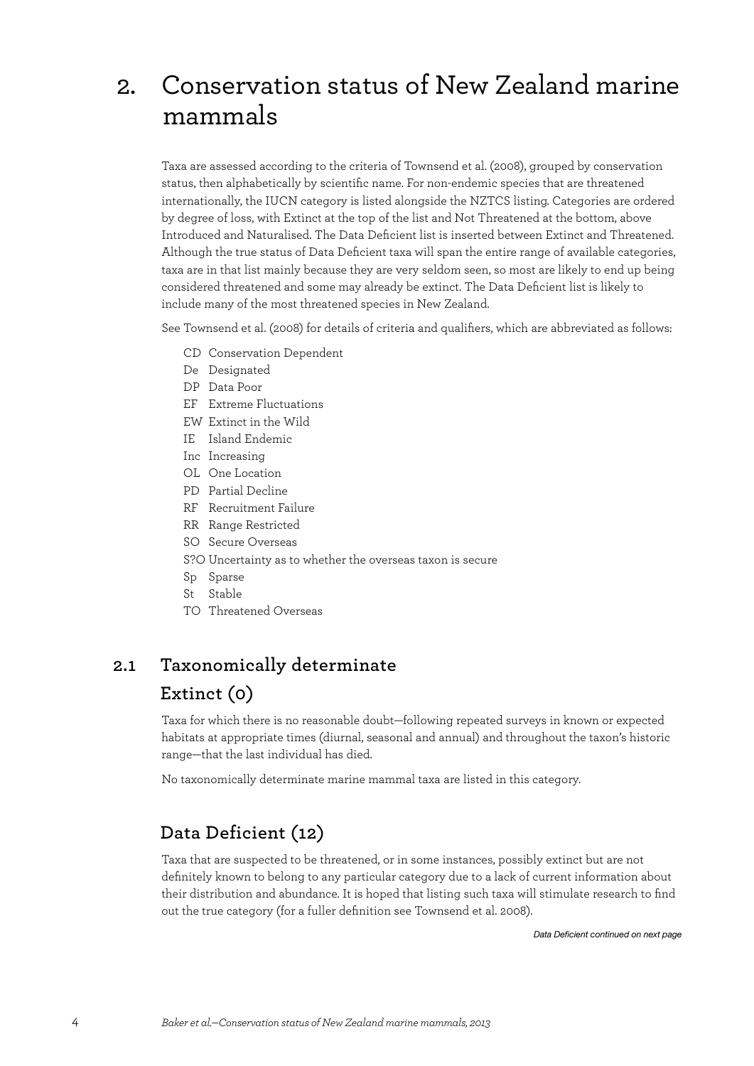# 2. Conservation status of New Zealand marine mammals

Taxa are assessed according to the criteria of Townsend et al. (2008), grouped by conservation status, then alphabetically by scientific name. For non-endemic species that are threatened internationally, the IUCN category is listed alongside the NZTCS listing. Categories are ordered by degree of loss, with Extinct at the top of the list and Not Threatened at the bottom, above Introduced and Naturalised. The Data Deficient list is inserted between Extinct and Threatened. Although the true status of Data Deficient taxa will span the entire range of available categories, taxa are in that list mainly because they are very seldom seen, so most are likely to end up being considered threatened and some may already be extinct. The Data Deficient list is likely to include many of the most threatened species in New Zealand.

See Townsend et al. (2008) for details of criteria and qualifiers, which are abbreviated as follows:

- CD Conservation Dependent
- De Designated
- DP Data Poor
- EF Extreme Fluctuations
- EW Extinct in the Wild
- IE Island Endemic
- Inc Increasing
- OL One Location
- PD Partial Decline
- RF Recruitment Failure
- RR Range Restricted
- SO Secure Overseas
- S?O Uncertainty as to whether the overseas taxon is secure
- Sp Sparse
- St Stable
- TO Threatened Overseas

## 2.1 Taxonomically determinate

### Extinct (0)

Taxa for which there is no reasonable doubt—following repeated surveys in known or expected habitats at appropriate times (diurnal, seasonal and annual) and throughout the taxon's historic range—that the last individual has died.

No taxonomically determinate marine mammal taxa are listed in this category.

### Data Deficient (12)

Taxa that are suspected to be threatened, or in some instances, possibly extinct but are not definitely known to belong to any particular category due to a lack of current information about their distribution and abundance. It is hoped that listing such taxa will stimulate research to find out the true category (for a fuller definition see Townsend et al. 2008).

*Data Deficient continued on next page*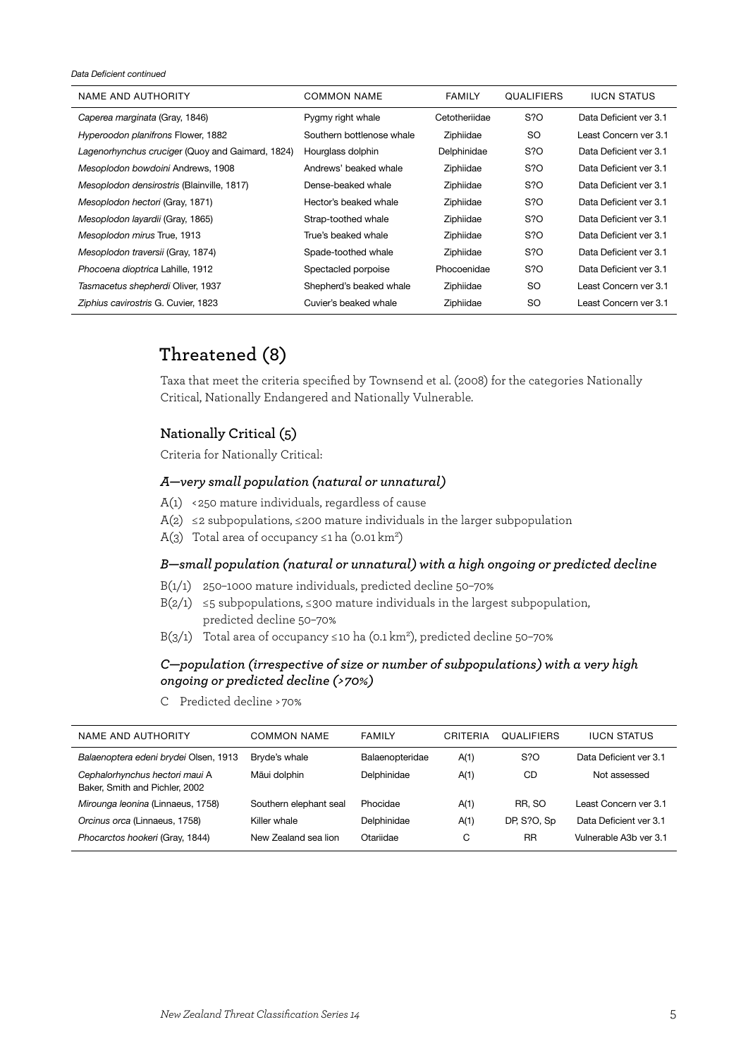*Data Deficient continued*

| NAME AND AUTHORITY | COMMON NAME | FAMILY | QUALIFIERS | IUCN STATUS |
|---|---|---|---|---|
| *Caperea marginata* (Gray, 1846) | Pygmy right whale | Cetotheriidae | S?O | Data Deficient ver 3.1 |
| *Hyperoodon planifrons* Flower, 1882 | Southern bottlenose whale | Ziphiidae | SO | Least Concern ver 3.1 |
| *Lagenorhynchus cruciger* (Quoy and Gaimard, 1824) | Hourglass dolphin | Delphinidae | S?O | Data Deficient ver 3.1 |
| *Mesoplodon bowdoini* Andrews, 1908 | Andrews' beaked whale | Ziphiidae | S?O | Data Deficient ver 3.1 |
| *Mesoplodon densirostris* (Blainville, 1817) | Dense-beaked whale | Ziphiidae | S?O | Data Deficient ver 3.1 |
| *Mesoplodon hectori* (Gray, 1871) | Hector's beaked whale | Ziphiidae | S?O | Data Deficient ver 3.1 |
| *Mesoplodon layardii* (Gray, 1865) | Strap-toothed whale | Ziphiidae | S?O | Data Deficient ver 3.1 |
| *Mesoplodon mirus* True, 1913 | True's beaked whale | Ziphiidae | S?O | Data Deficient ver 3.1 |
| *Mesoplodon traversii* (Gray, 1874) | Spade-toothed whale | Ziphiidae | S?O | Data Deficient ver 3.1 |
| *Phocoena dioptrica* Lahille, 1912 | Spectacled porpoise | Phocoenidae | S?O | Data Deficient ver 3.1 |
| *Tasmacetus shepherdi* Oliver, 1937 | Shepherd's beaked whale | Ziphiidae | SO | Least Concern ver 3.1 |
| *Ziphius cavirostris* G. Cuvier, 1823 | Cuvier's beaked whale | Ziphiidae | SO | Least Concern ver 3.1 |

## Threatened (8)

Taxa that meet the criteria specified by Townsend et al. (2008) for the categories Nationally Critical, Nationally Endangered and Nationally Vulnerable.

### Nationally Critical (5)

Criteria for Nationally Critical:

#### *A—very small population (natural or unnatural)*

- A(1) <250 mature individuals, regardless of cause
- A(2) ≤2 subpopulations, ≤200 mature individuals in the larger subpopulation
- A(3) Total area of occupancy ≤1 ha (0.01 $km^2$)

#### *B—small population (natural or unnatural) with a high ongoing or predicted decline*

- B(1/1) 250–1000 mature individuals, predicted decline 50–70%
- B(2/1) ≤5 subpopulations, ≤300 mature individuals in the largest subpopulation, predicted decline 50–70%
- B(3/1) Total area of occupancy ≤10 ha (0.1 $km^2$), predicted decline 50–70%

#### *C—population (irrespective of size or number of subpopulations) with a very high ongoing or predicted decline (>70%)*

- C Predicted decline >70%

| NAME AND AUTHORITY | COMMON NAME | FAMILY | CRITERIA | QUALIFIERS | IUCN STATUS |
|---|---|---|---|---|---|
| *Balaenoptera edeni brydei* Olsen, 1913 | Bryde's whale | Balaenopteridae | A(1) | S?O | Data Deficient ver 3.1 |
| *Cephalorhynchus hectori maui* A Baker, Smith and Pichler, 2002 | Māui dolphin | Delphinidae | A(1) | CD | Not assessed |
| *Mirounga leonina* (Linnaeus, 1758) | Southern elephant seal | Phocidae | A(1) | RR, SO | Least Concern ver 3.1 |
| *Orcinus orca* (Linnaeus, 1758) | Killer whale | Delphinidae | A(1) | DP, S?O, Sp | Data Deficient ver 3.1 |
| *Phocarctos hookeri* (Gray, 1844) | New Zealand sea lion | Otariidae | C | RR | Vulnerable A3b ver 3.1 |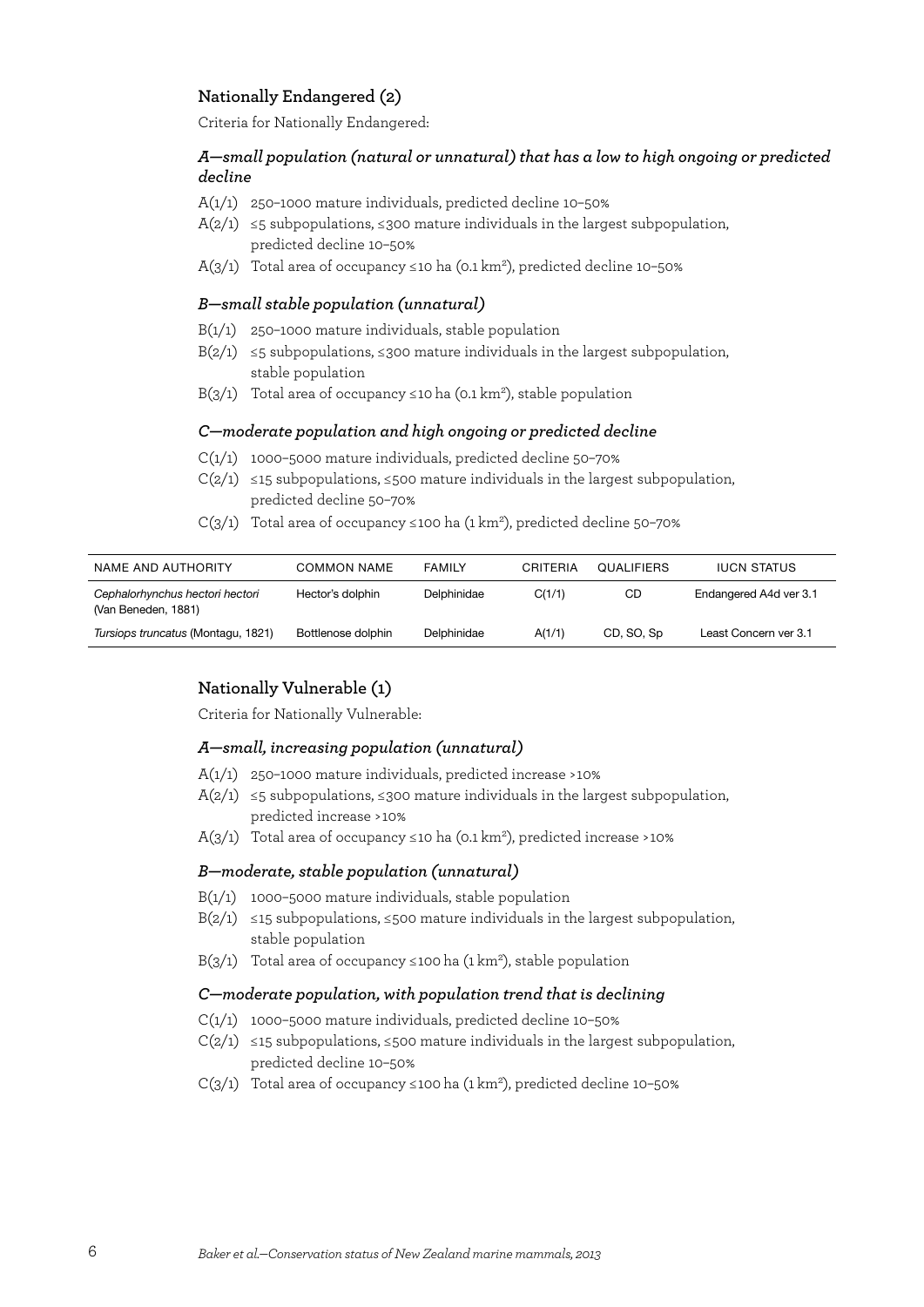### Nationally Endangered (2)

Criteria for Nationally Endangered:

#### *A—small population (natural or unnatural) that has a low to high ongoing or predicted decline*

- A(1/1) 250–1000 mature individuals, predicted decline 10–50%
- A(2/1) ≤5 subpopulations, ≤300 mature individuals in the largest subpopulation, predicted decline 10–50%
- A(3/1) Total area of occupancy ≤10 ha (0.1 km$^2$), predicted decline 10–50%

#### *B—small stable population (unnatural)*

- B(1/1) 250–1000 mature individuals, stable population
- B(2/1) ≤5 subpopulations, ≤300 mature individuals in the largest subpopulation, stable population
- B(3/1) Total area of occupancy ≤10 ha (0.1 km$^2$), stable population

#### *C—moderate population and high ongoing or predicted decline*

- C(1/1) 1000–5000 mature individuals, predicted decline 50–70%
- C(2/1) ≤15 subpopulations, ≤500 mature individuals in the largest subpopulation, predicted decline 50–70%
- C(3/1) Total area of occupancy ≤100 ha (1 km$^2$), predicted decline 50–70%

| NAME AND AUTHORITY | COMMON NAME | FAMILY | CRITERIA | QUALIFIERS | IUCN STATUS |
|---|---|---|---|---|---|
| *Cephalorhynchus hectori hectori* (Van Beneden, 1881) | Hector's dolphin | Delphinidae | C(1/1) | CD | Endangered A4d ver 3.1 |
| *Tursiops truncatus* (Montagu, 1821) | Bottlenose dolphin | Delphinidae | A(1/1) | CD, SO, Sp | Least Concern ver 3.1 |

### Nationally Vulnerable (1)

Criteria for Nationally Vulnerable:

#### *A—small, increasing population (unnatural)*

- A(1/1) 250–1000 mature individuals, predicted increase >10%
- A(2/1) ≤5 subpopulations, ≤300 mature individuals in the largest subpopulation, predicted increase >10%
- A(3/1) Total area of occupancy ≤10 ha (0.1 km$^2$), predicted increase >10%

#### *B—moderate, stable population (unnatural)*

- B(1/1) 1000–5000 mature individuals, stable population
- B(2/1) ≤15 subpopulations, ≤500 mature individuals in the largest subpopulation, stable population
- B(3/1) Total area of occupancy ≤100 ha (1 km$^2$), stable population

#### *C—moderate population, with population trend that is declining*

- C(1/1) 1000–5000 mature individuals, predicted decline 10–50%
- C(2/1) ≤15 subpopulations, ≤500 mature individuals in the largest subpopulation, predicted decline 10–50%
- C(3/1) Total area of occupancy ≤100 ha (1 km$^2$), predicted decline 10–50%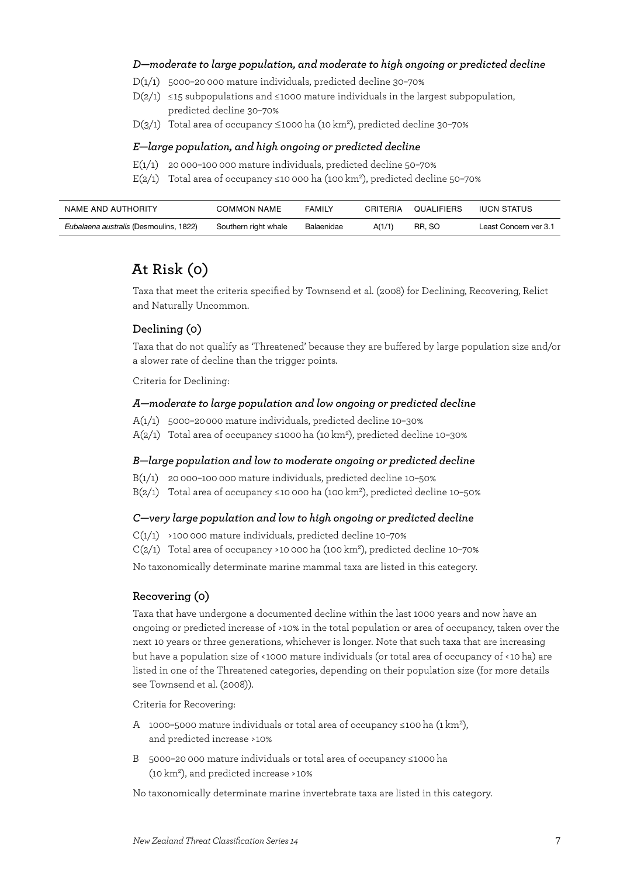#### *D—moderate to large population, and moderate to high ongoing or predicted decline*

D(1/1) 5000–20 000 mature individuals, predicted decline 30–70%

D(2/1) ≤15 subpopulations and ≤1000 mature individuals in the largest subpopulation, predicted decline 30–70%

D(3/1) Total area of occupancy ≤1000 ha (10 km$^2$), predicted decline 30–70%

#### *E—large population, and high ongoing or predicted decline*

E(1/1) 20 000–100 000 mature individuals, predicted decline 50–70%

E(2/1) Total area of occupancy ≤10 000 ha (100 km$^2$), predicted decline 50–70%

| NAME AND AUTHORITY | COMMON NAME | FAMILY | CRITERIA | QUALIFIERS | IUCN STATUS |
|---|---|---|---|---|---|
| *Eubalaena australis* (Desmoulins, 1822) | Southern right whale | Balaenidae | A(1/1) | RR, SO | Least Concern ver 3.1 |

## At Risk (0)

Taxa that meet the criteria specified by Townsend et al. (2008) for Declining, Recovering, Relict and Naturally Uncommon.

### Declining (0)

Taxa that do not qualify as 'Threatened' because they are buffered by large population size and/or a slower rate of decline than the trigger points.

Criteria for Declining:

#### *A—moderate to large population and low ongoing or predicted decline*

A(1/1) 5000–20000 mature individuals, predicted decline 10–30%

A(2/1) Total area of occupancy ≤1000 ha (10 km$^2$), predicted decline 10–30%

#### *B—large population and low to moderate ongoing or predicted decline*

B(1/1) 20 000–100 000 mature individuals, predicted decline 10–50%

B(2/1) Total area of occupancy ≤10 000 ha (100 km$^2$), predicted decline 10–50%

#### *C—very large population and low to high ongoing or predicted decline*

C(1/1) >100 000 mature individuals, predicted decline 10–70%

C(2/1) Total area of occupancy >10 000 ha (100 km$^2$), predicted decline 10–70%

No taxonomically determinate marine mammal taxa are listed in this category.

### Recovering (0)

Taxa that have undergone a documented decline within the last 1000 years and now have an ongoing or predicted increase of >10% in the total population or area of occupancy, taken over the next 10 years or three generations, whichever is longer. Note that such taxa that are increasing but have a population size of <1000 mature individuals (or total area of occupancy of <10 ha) are listed in one of the Threatened categories, depending on their population size (for more details see Townsend et al. (2008)).

Criteria for Recovering:

A 1000–5000 mature individuals or total area of occupancy ≤100 ha (1 km$^2$), and predicted increase >10%

B 5000–20 000 mature individuals or total area of occupancy ≤1000 ha (10 km$^2$), and predicted increase >10%

No taxonomically determinate marine invertebrate taxa are listed in this category.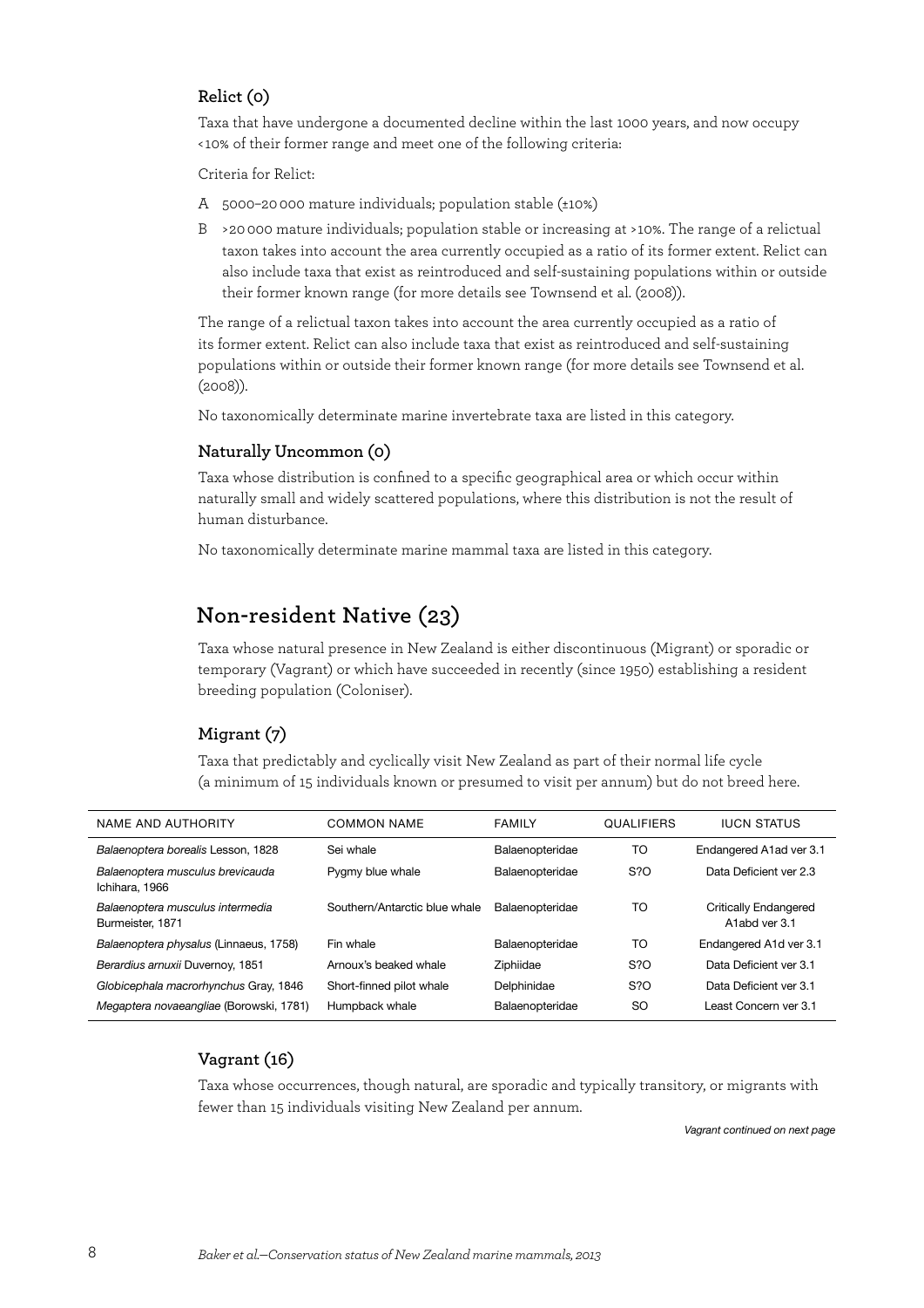### Relict (0)

Taxa that have undergone a documented decline within the last 1000 years, and now occupy <10% of their former range and meet one of the following criteria:

Criteria for Relict:

- A 5000–20 000 mature individuals; population stable (±10%)
- B >20 000 mature individuals; population stable or increasing at >10%. The range of a relictual taxon takes into account the area currently occupied as a ratio of its former extent. Relict can also include taxa that exist as reintroduced and self-sustaining populations within or outside their former known range (for more details see Townsend et al. (2008)).

The range of a relictual taxon takes into account the area currently occupied as a ratio of its former extent. Relict can also include taxa that exist as reintroduced and self-sustaining populations within or outside their former known range (for more details see Townsend et al. (2008)).

No taxonomically determinate marine invertebrate taxa are listed in this category.

### Naturally Uncommon (0)

Taxa whose distribution is confined to a specific geographical area or which occur within naturally small and widely scattered populations, where this distribution is not the result of human disturbance.

No taxonomically determinate marine mammal taxa are listed in this category.

## Non-resident Native (23)

Taxa whose natural presence in New Zealand is either discontinuous (Migrant) or sporadic or temporary (Vagrant) or which have succeeded in recently (since 1950) establishing a resident breeding population (Coloniser).

### Migrant (7)

Taxa that predictably and cyclically visit New Zealand as part of their normal life cycle (a minimum of 15 individuals known or presumed to visit per annum) but do not breed here.

| NAME AND AUTHORITY | COMMON NAME | FAMILY | QUALIFIERS | IUCN STATUS |
|---|---|---|---|---|
| *Balaenoptera borealis* Lesson, 1828 | Sei whale | Balaenopteridae | TO | Endangered A1ad ver 3.1 |
| *Balaenoptera musculus brevicauda* Ichihara, 1966 | Pygmy blue whale | Balaenopteridae | S?O | Data Deficient ver 2.3 |
| *Balaenoptera musculus intermedia* Burmeister, 1871 | Southern/Antarctic blue whale | Balaenopteridae | TO | Critically Endangered A1abd ver 3.1 |
| *Balaenoptera physalus* (Linnaeus, 1758) | Fin whale | Balaenopteridae | TO | Endangered A1d ver 3.1 |
| *Berardius arnuxii* Duvernoy, 1851 | Arnoux's beaked whale | Ziphiidae | S?O | Data Deficient ver 3.1 |
| *Globicephala macrorhynchus* Gray, 1846 | Short-finned pilot whale | Delphinidae | S?O | Data Deficient ver 3.1 |
| *Megaptera novaeangliae* (Borowski, 1781) | Humpback whale | Balaenopteridae | SO | Least Concern ver 3.1 |

### Vagrant (16)

Taxa whose occurrences, though natural, are sporadic and typically transitory, or migrants with fewer than 15 individuals visiting New Zealand per annum.

*Vagrant continued on next page*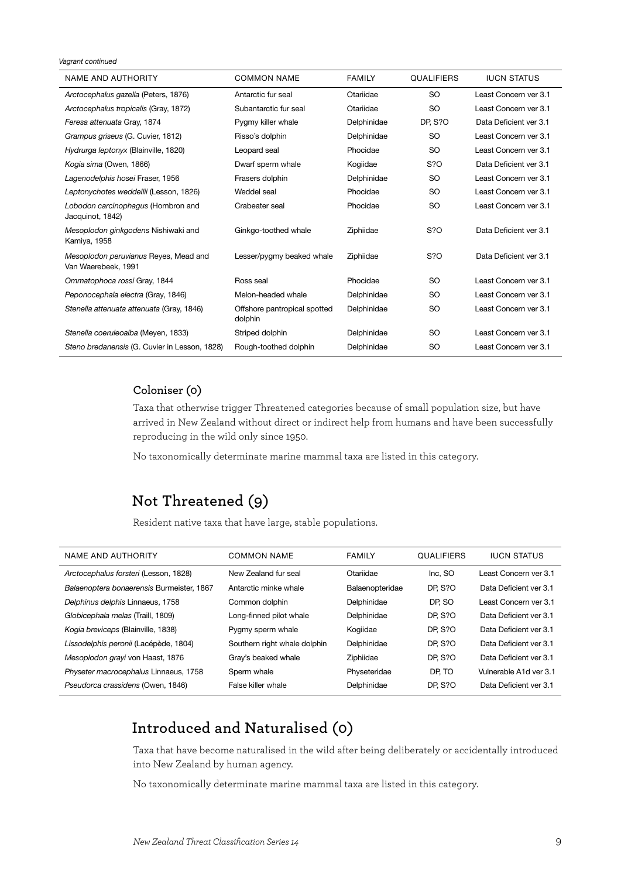*Vagrant continued*

| NAME AND AUTHORITY | COMMON NAME | FAMILY | QUALIFIERS | IUCN STATUS |
|---|---|---|---|---|
| *Arctocephalus gazella* (Peters, 1876) | Antarctic fur seal | Otariidae | SO | Least Concern ver 3.1 |
| *Arctocephalus tropicalis* (Gray, 1872) | Subantarctic fur seal | Otariidae | SO | Least Concern ver 3.1 |
| *Feresa attenuata* Gray, 1874 | Pygmy killer whale | Delphinidae | DP, S?O | Data Deficient ver 3.1 |
| *Grampus griseus* (G. Cuvier, 1812) | Risso's dolphin | Delphinidae | SO | Least Concern ver 3.1 |
| *Hydrurga leptonyx* (Blainville, 1820) | Leopard seal | Phocidae | SO | Least Concern ver 3.1 |
| *Kogia sima* (Owen, 1866) | Dwarf sperm whale | Kogiidae | S?O | Data Deficient ver 3.1 |
| *Lagenodelphis hosei* Fraser, 1956 | Frasers dolphin | Delphinidae | SO | Least Concern ver 3.1 |
| *Leptonychotes weddellii* (Lesson, 1826) | Weddel seal | Phocidae | SO | Least Concern ver 3.1 |
| *Lobodon carcinophagus* (Hombron and Jacquinot, 1842) | Crabeater seal | Phocidae | SO | Least Concern ver 3.1 |
| *Mesoplodon ginkgodens* Nishiwaki and Kamiya, 1958 | Ginkgo-toothed whale | Ziphiidae | S?O | Data Deficient ver 3.1 |
| *Mesoplodon peruvianus* Reyes, Mead and Van Waerebeek, 1991 | Lesser/pygmy beaked whale | Ziphiidae | S?O | Data Deficient ver 3.1 |
| *Ommatophoca rossi* Gray, 1844 | Ross seal | Phocidae | SO | Least Concern ver 3.1 |
| *Peponocephala electra* (Gray, 1846) | Melon-headed whale | Delphinidae | SO | Least Concern ver 3.1 |
| *Stenella attenuata attenuata* (Gray, 1846) | Offshore pantropical spotted dolphin | Delphinidae | SO | Least Concern ver 3.1 |
| *Stenella coeruleoalba* (Meyen, 1833) | Striped dolphin | Delphinidae | SO | Least Concern ver 3.1 |
| *Steno bredanensis* (G. Cuvier in Lesson, 1828) | Rough-toothed dolphin | Delphinidae | SO | Least Concern ver 3.1 |

### Coloniser (0)

Taxa that otherwise trigger Threatened categories because of small population size, but have arrived in New Zealand without direct or indirect help from humans and have been successfully reproducing in the wild only since 1950.

No taxonomically determinate marine mammal taxa are listed in this category.

## Not Threatened (9)

Resident native taxa that have large, stable populations.

| NAME AND AUTHORITY | COMMON NAME | FAMILY | QUALIFIERS | IUCN STATUS |
|---|---|---|---|---|
| *Arctocephalus forsteri* (Lesson, 1828) | New Zealand fur seal | Otariidae | Inc, SO | Least Concern ver 3.1 |
| *Balaenoptera bonaerensis* Burmeister, 1867 | Antarctic minke whale | Balaenopteridae | DP, S?O | Data Deficient ver 3.1 |
| *Delphinus delphis* Linnaeus, 1758 | Common dolphin | Delphinidae | DP, SO | Least Concern ver 3.1 |
| *Globicephala melas* (Traill, 1809) | Long-finned pilot whale | Delphinidae | DP, S?O | Data Deficient ver 3.1 |
| *Kogia breviceps* (Blainville, 1838) | Pygmy sperm whale | Kogiidae | DP, S?O | Data Deficient ver 3.1 |
| *Lissodelphis peronii* (Lacépède, 1804) | Southern right whale dolphin | Delphinidae | DP, S?O | Data Deficient ver 3.1 |
| *Mesoplodon grayi* von Haast, 1876 | Gray's beaked whale | Ziphiidae | DP, S?O | Data Deficient ver 3.1 |
| *Physeter macrocephalus* Linnaeus, 1758 | Sperm whale | Physeteridae | DP, TO | Vulnerable A1d ver 3.1 |
| *Pseudorca crassidens* (Owen, 1846) | False killer whale | Delphinidae | DP, S?O | Data Deficient ver 3.1 |

## Introduced and Naturalised (0)

Taxa that have become naturalised in the wild after being deliberately or accidentally introduced into New Zealand by human agency.

No taxonomically determinate marine mammal taxa are listed in this category.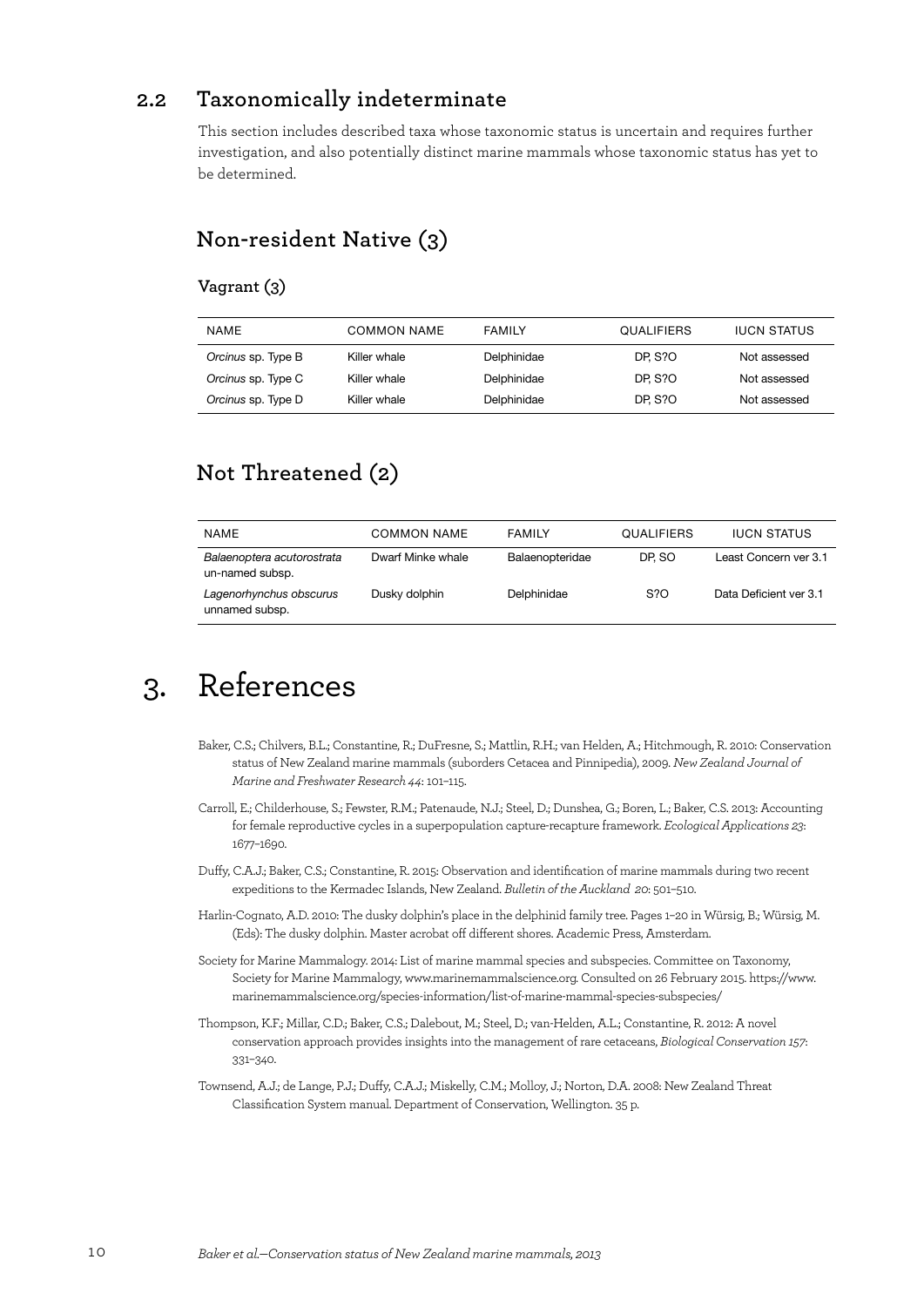## 2.2 Taxonomically indeterminate

This section includes described taxa whose taxonomic status is uncertain and requires further investigation, and also potentially distinct marine mammals whose taxonomic status has yet to be determined.

### Non-resident Native (3)

#### Vagrant (3)

| NAME | COMMON NAME | FAMILY | QUALIFIERS | IUCN STATUS |
|---|---|---|---|---|
| *Orcinus* sp. Type B | Killer whale | Delphinidae | DP, S?O | Not assessed |
| *Orcinus* sp. Type C | Killer whale | Delphinidae | DP, S?O | Not assessed |
| *Orcinus* sp. Type D | Killer whale | Delphinidae | DP, S?O | Not assessed |

### Not Threatened (2)

| NAME | COMMON NAME | FAMILY | QUALIFIERS | IUCN STATUS |
|---|---|---|---|---|
| *Balaenoptera acutorostrata* un-named subsp. | Dwarf Minke whale | Balaenopteridae | DP, SO | Least Concern ver 3.1 |
| *Lagenorhynchus obscurus* unnamed subsp. | Dusky dolphin | Delphinidae | S?O | Data Deficient ver 3.1 |

# 3. References

Baker, C.S.; Chilvers, B.L.; Constantine, R.; DuFresne, S.; Mattlin, R.H.; van Helden, A.; Hitchmough, R. 2010: Conservation status of New Zealand marine mammals (suborders Cetacea and Pinnipedia), 2009. *New Zealand Journal of Marine and Freshwater Research 44*: 101–115.

Carroll, E.; Childerhouse, S.; Fewster, R.M.; Patenaude, N.J.; Steel, D.; Dunshea, G.; Boren, L.; Baker, C.S. 2013: Accounting for female reproductive cycles in a superpopulation capture-recapture framework. *Ecological Applications 23*: 1677–1690.

Duffy, C.A.J.; Baker, C.S.; Constantine, R. 2015: Observation and identification of marine mammals during two recent expeditions to the Kermadec Islands, New Zealand. *Bulletin of the Auckland 20*: 501–510.

Harlin-Cognato, A.D. 2010: The dusky dolphin's place in the delphinid family tree. Pages 1–20 in Würsig, B.; Würsig, M. (Eds): The dusky dolphin. Master acrobat off different shores. Academic Press, Amsterdam.

Society for Marine Mammalogy. 2014: List of marine mammal species and subspecies. Committee on Taxonomy, Society for Marine Mammalogy, www.marinemammalscience.org. Consulted on 26 February 2015. https://www.marinemammalscience.org/species-information/list-of-marine-mammal-species-subspecies/

Thompson, K.F.; Millar, C.D.; Baker, C.S.; Dalebout, M.; Steel, D.; van-Helden, A.L.; Constantine, R. 2012: A novel conservation approach provides insights into the management of rare cetaceans, *Biological Conservation 157*: 331–340.

Townsend, A.J.; de Lange, P.J.; Duffy, C.A.J.; Miskelly, C.M.; Molloy, J.; Norton, D.A. 2008: New Zealand Threat Classification System manual. Department of Conservation, Wellington. 35 p.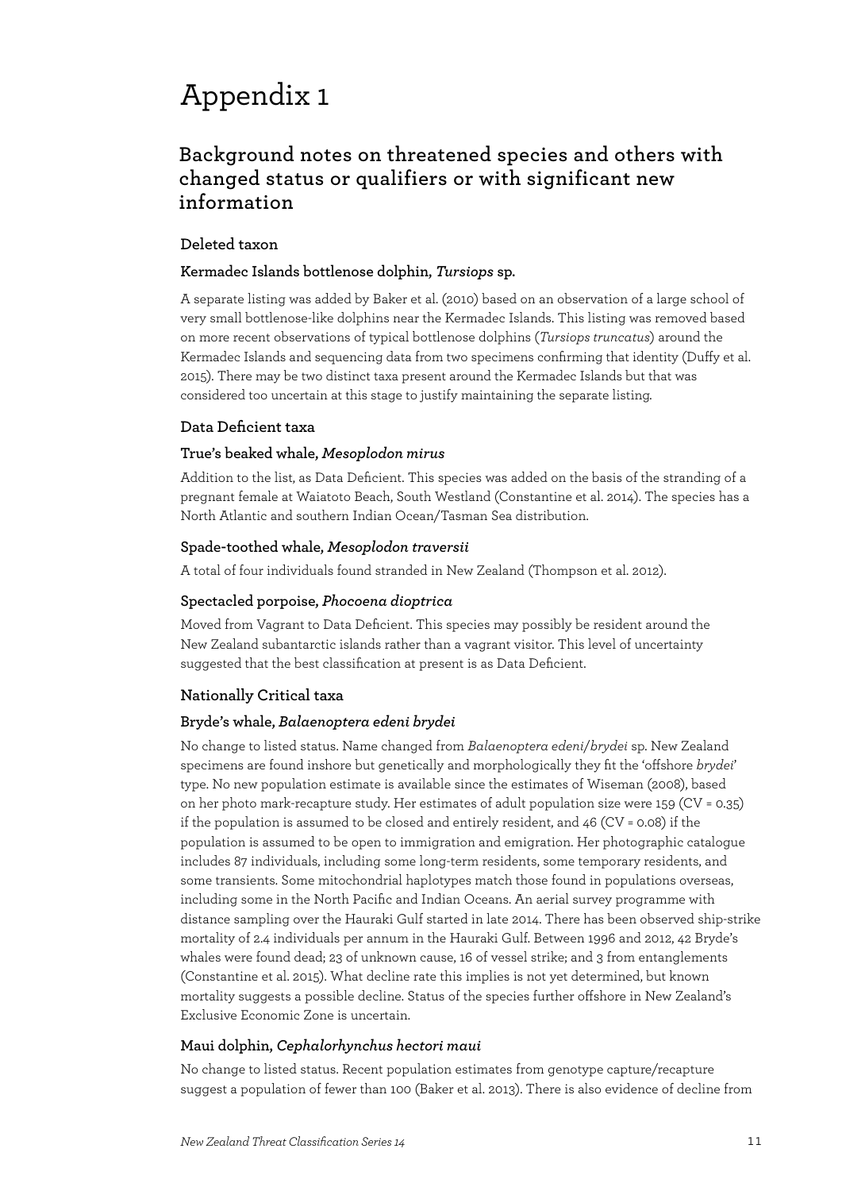# Appendix 1

## Background notes on threatened species and others with changed status or qualifiers or with significant new information

### Deleted taxon

#### Kermadec Islands bottlenose dolphin, *Tursiops* sp.

A separate listing was added by Baker et al. (2010) based on an observation of a large school of very small bottlenose-like dolphins near the Kermadec Islands. This listing was removed based on more recent observations of typical bottlenose dolphins (*Tursiops truncatus*) around the Kermadec Islands and sequencing data from two specimens confirming that identity (Duffy et al. 2015). There may be two distinct taxa present around the Kermadec Islands but that was considered too uncertain at this stage to justify maintaining the separate listing.

### Data Deficient taxa

#### True's beaked whale, *Mesoplodon mirus*

Addition to the list, as Data Deficient. This species was added on the basis of the stranding of a pregnant female at Waiatoto Beach, South Westland (Constantine et al. 2014). The species has a North Atlantic and southern Indian Ocean/Tasman Sea distribution.

#### Spade-toothed whale, *Mesoplodon traversii*

A total of four individuals found stranded in New Zealand (Thompson et al. 2012).

#### Spectacled porpoise, *Phocoena dioptrica*

Moved from Vagrant to Data Deficient. This species may possibly be resident around the New Zealand subantarctic islands rather than a vagrant visitor. This level of uncertainty suggested that the best classification at present is as Data Deficient.

### Nationally Critical taxa

#### Bryde's whale, *Balaenoptera edeni brydei*

No change to listed status. Name changed from *Balaenoptera edeni/brydei* sp. New Zealand specimens are found inshore but genetically and morphologically they fit the 'offshore *brydei*' type. No new population estimate is available since the estimates of Wiseman (2008), based on her photo mark-recapture study. Her estimates of adult population size were 159 (CV = 0.35) if the population is assumed to be closed and entirely resident, and 46 (CV = 0.08) if the population is assumed to be open to immigration and emigration. Her photographic catalogue includes 87 individuals, including some long-term residents, some temporary residents, and some transients. Some mitochondrial haplotypes match those found in populations overseas, including some in the North Pacific and Indian Oceans. An aerial survey programme with distance sampling over the Hauraki Gulf started in late 2014. There has been observed ship-strike mortality of 2.4 individuals per annum in the Hauraki Gulf. Between 1996 and 2012, 42 Bryde's whales were found dead; 23 of unknown cause, 16 of vessel strike; and 3 from entanglements (Constantine et al. 2015). What decline rate this implies is not yet determined, but known mortality suggests a possible decline. Status of the species further offshore in New Zealand's Exclusive Economic Zone is uncertain.

#### Maui dolphin, *Cephalorhynchus hectori maui*

No change to listed status. Recent population estimates from genotype capture/recapture suggest a population of fewer than 100 (Baker et al. 2013). There is also evidence of decline from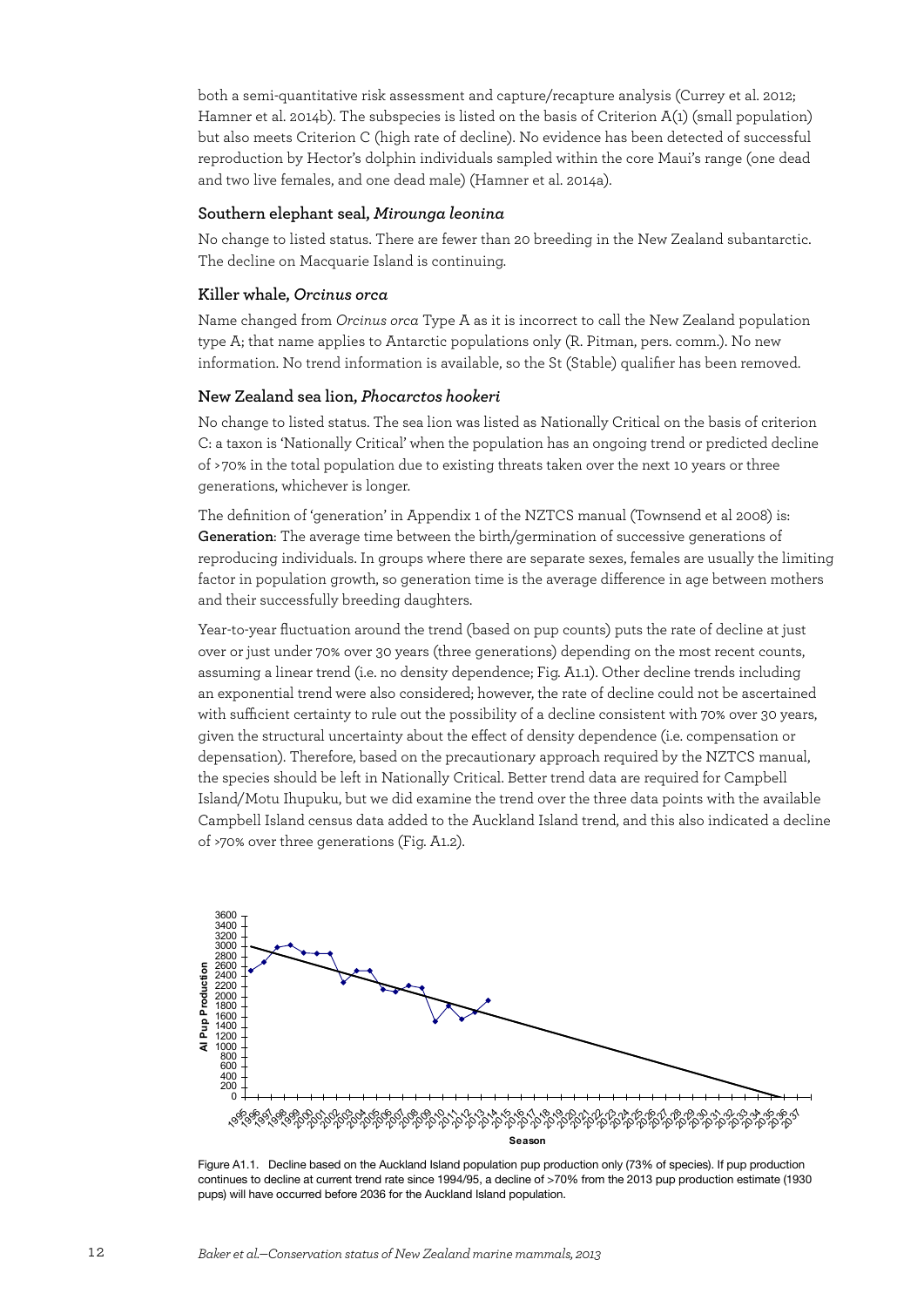both a semi-quantitative risk assessment and capture/recapture analysis (Currey et al. 2012; Hamner et al. 2014b). The subspecies is listed on the basis of Criterion A(1) (small population) but also meets Criterion C (high rate of decline). No evidence has been detected of successful reproduction by Hector's dolphin individuals sampled within the core Maui's range (one dead and two live females, and one dead male) (Hamner et al. 2014a).

### Southern elephant seal, *Mirounga leonina*

No change to listed status. There are fewer than 20 breeding in the New Zealand subantarctic. The decline on Macquarie Island is continuing.

### Killer whale, *Orcinus orca*

Name changed from *Orcinus orca* Type A as it is incorrect to call the New Zealand population type A; that name applies to Antarctic populations only (R. Pitman, pers. comm.). No new information. No trend information is available, so the St (Stable) qualifier has been removed.

### New Zealand sea lion, *Phocarctos hookeri*

No change to listed status. The sea lion was listed as Nationally Critical on the basis of criterion C: a taxon is 'Nationally Critical' when the population has an ongoing trend or predicted decline of >70% in the total population due to existing threats taken over the next 10 years or three generations, whichever is longer.

The definition of 'generation' in Appendix 1 of the NZTCS manual (Townsend et al 2008) is: **Generation**: The average time between the birth/germination of successive generations of reproducing individuals. In groups where there are separate sexes, females are usually the limiting factor in population growth, so generation time is the average difference in age between mothers and their successfully breeding daughters.

Year-to-year fluctuation around the trend (based on pup counts) puts the rate of decline at just over or just under 70% over 30 years (three generations) depending on the most recent counts, assuming a linear trend (i.e. no density dependence; Fig. A1.1). Other decline trends including an exponential trend were also considered; however, the rate of decline could not be ascertained with sufficient certainty to rule out the possibility of a decline consistent with 70% over 30 years, given the structural uncertainty about the effect of density dependence (i.e. compensation or depensation). Therefore, based on the precautionary approach required by the NZTCS manual, the species should be left in Nationally Critical. Better trend data are required for Campbell Island/Motu Ihupuku, but we did examine the trend over the three data points with the available Campbell Island census data added to the Auckland Island trend, and this also indicated a decline of >70% over three generations (Fig. A1.2).

Figure A1.1. Decline based on the Auckland Island population pup production only (73% of species). If pup production continues to decline at current trend rate since 1994/95, a decline of >70% from the 2013 pup production estimate (1930 pups) will have occurred before 2036 for the Auckland Island population.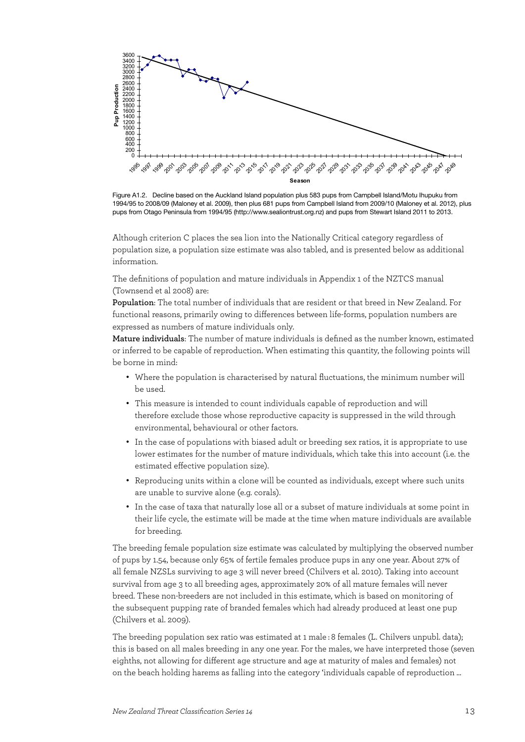Figure A1.2. Decline based on the Auckland Island population plus 583 pups from Campbell Island/Motu Ihupuku from 1994/95 to 2008/09 (Maloney et al. 2009), then plus 681 pups from Campbell Island from 2009/10 (Maloney et al. 2012), plus pups from Otago Peninsula from 1994/95 (http://www.sealiontrust.org.nz) and pups from Stewart Island 2011 to 2013.

Although criterion C places the sea lion into the Nationally Critical category regardless of population size, a population size estimate was also tabled, and is presented below as additional information.

The definitions of population and mature individuals in Appendix 1 of the NZTCS manual (Townsend et al 2008) are:

**Population**: The total number of individuals that are resident or that breed in New Zealand. For functional reasons, primarily owing to differences between life-forms, population numbers are expressed as numbers of mature individuals only.

**Mature individuals**: The number of mature individuals is defined as the number known, estimated or inferred to be capable of reproduction. When estimating this quantity, the following points will be borne in mind:

- Where the population is characterised by natural fluctuations, the minimum number will be used.
- This measure is intended to count individuals capable of reproduction and will therefore exclude those whose reproductive capacity is suppressed in the wild through environmental, behavioural or other factors.
- In the case of populations with biased adult or breeding sex ratios, it is appropriate to use lower estimates for the number of mature individuals, which take this into account (i.e. the estimated effective population size).
- Reproducing units within a clone will be counted as individuals, except where such units are unable to survive alone (e.g. corals).
- In the case of taxa that naturally lose all or a subset of mature individuals at some point in their life cycle, the estimate will be made at the time when mature individuals are available for breeding.

The breeding female population size estimate was calculated by multiplying the observed number of pups by 1.54, because only 65% of fertile females produce pups in any one year. About 27% of all female NZSLs surviving to age 3 will never breed (Chilvers et al. 2010). Taking into account survival from age 3 to all breeding ages, approximately 20% of all mature females will never breed. These non-breeders are not included in this estimate, which is based on monitoring of the subsequent pupping rate of branded females which had already produced at least one pup (Chilvers et al. 2009).

The breeding population sex ratio was estimated at 1 male : 8 females (L. Chilvers unpubl. data); this is based on all males breeding in any one year. For the males, we have interpreted those (seven eighths, not allowing for different age structure and age at maturity of males and females) not on the beach holding harems as falling into the category 'individuals capable of reproduction …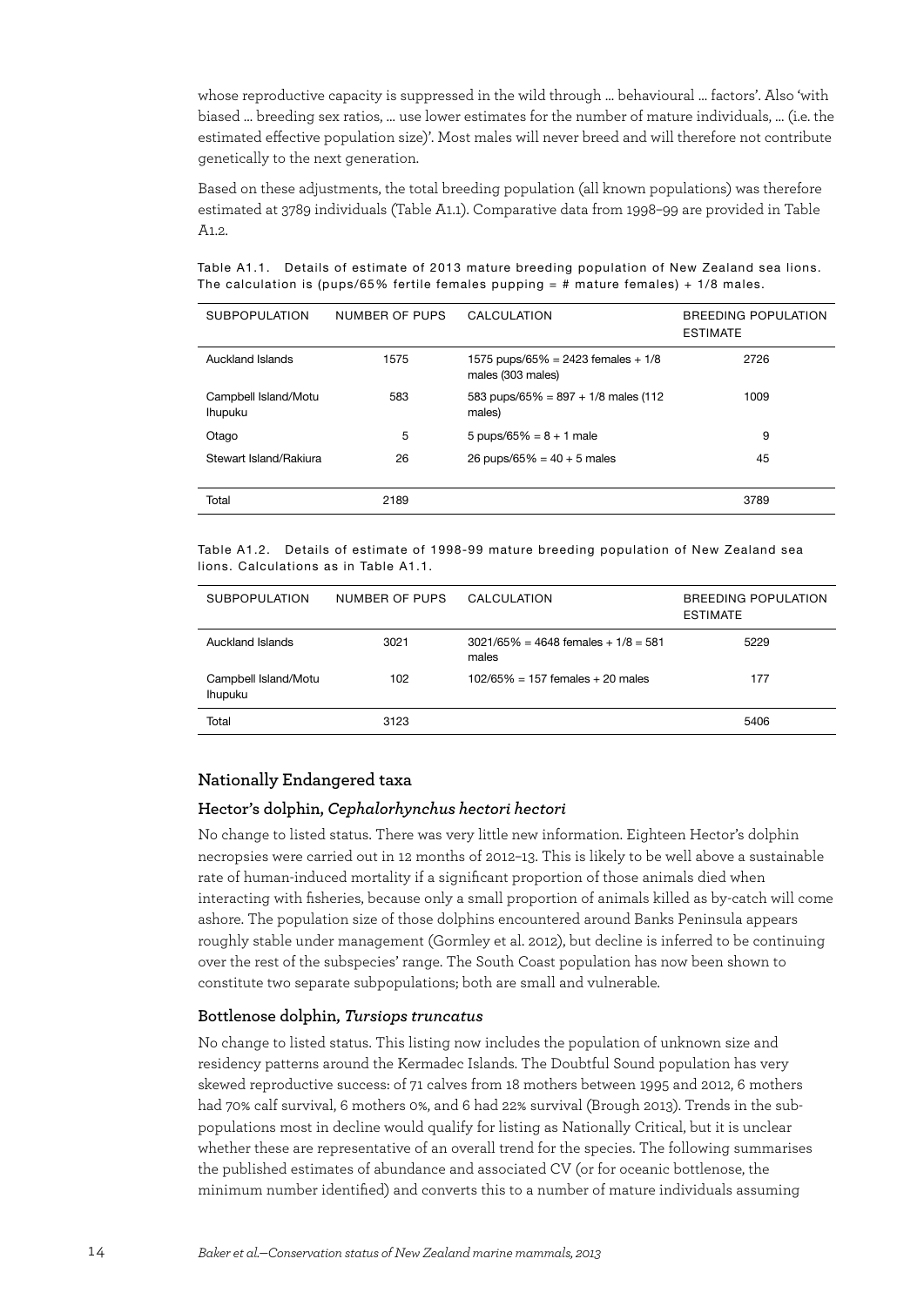whose reproductive capacity is suppressed in the wild through … behavioural … factors'. Also 'with biased … breeding sex ratios, … use lower estimates for the number of mature individuals, … (i.e. the estimated effective population size)'. Most males will never breed and will therefore not contribute genetically to the next generation.

Based on these adjustments, the total breeding population (all known populations) was therefore estimated at 3789 individuals (Table A1.1). Comparative data from 1998–99 are provided in Table A1.2.

Table A1.1. Details of estimate of 2013 mature breeding population of New Zealand sea lions. The calculation is (pups/65% fertile females pupping = # mature females) + 1/8 males.

| SUBPOPULATION | NUMBER OF PUPS | CALCULATION | BREEDING POPULATION ESTIMATE |
|---|---|---|---|
| Auckland Islands | 1575 | 1575 pups/65% = 2423 females + 1/8 males (303 males) | 2726 |
| Campbell Island/Motu Ihupuku | 583 | 583 pups/65% = 897 + 1/8 males (112 males) | 1009 |
| Otago | 5 | 5 pups/65% = 8 + 1 male | 9 |
| Stewart Island/Rakiura | 26 | 26 pups/65% = 40 + 5 males | 45 |
| Total | 2189 | | 3789 |

Table A1.2. Details of estimate of 1998-99 mature breeding population of New Zealand sea lions. Calculations as in Table A1.1.

| SUBPOPULATION | NUMBER OF PUPS | CALCULATION | BREEDING POPULATION ESTIMATE |
|---|---|---|---|
| Auckland Islands | 3021 | 3021/65% = 4648 females + 1/8 = 581 males | 5229 |
| Campbell Island/Motu Ihupuku | 102 | 102/65% = 157 females + 20 males | 177 |
| Total | 3123 | | 5406 |

## Nationally Endangered taxa

### Hector's dolphin, *Cephalorhynchus hectori hectori*

No change to listed status. There was very little new information. Eighteen Hector's dolphin necropsies were carried out in 12 months of 2012–13. This is likely to be well above a sustainable rate of human-induced mortality if a significant proportion of those animals died when interacting with fisheries, because only a small proportion of animals killed as by-catch will come ashore. The population size of those dolphins encountered around Banks Peninsula appears roughly stable under management (Gormley et al. 2012), but decline is inferred to be continuing over the rest of the subspecies' range. The South Coast population has now been shown to constitute two separate subpopulations; both are small and vulnerable.

### Bottlenose dolphin, *Tursiops truncatus*

No change to listed status. This listing now includes the population of unknown size and residency patterns around the Kermadec Islands. The Doubtful Sound population has very skewed reproductive success: of 71 calves from 18 mothers between 1995 and 2012, 6 mothers had 70% calf survival, 6 mothers 0%, and 6 had 22% survival (Brough 2013). Trends in the subpopulations most in decline would qualify for listing as Nationally Critical, but it is unclear whether these are representative of an overall trend for the species. The following summarises the published estimates of abundance and associated CV (or for oceanic bottlenose, the minimum number identified) and converts this to a number of mature individuals assuming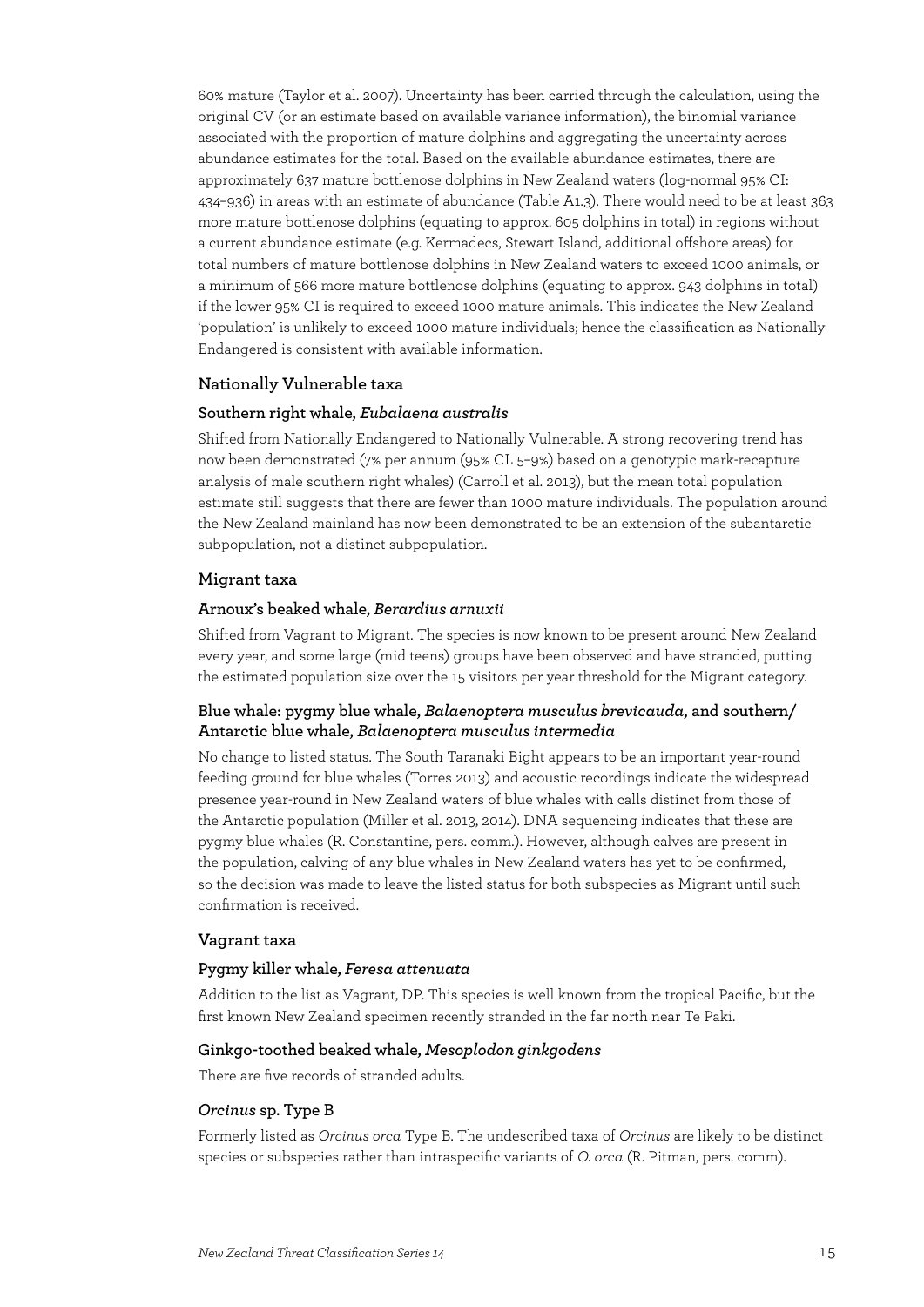60% mature (Taylor et al. 2007). Uncertainty has been carried through the calculation, using the original CV (or an estimate based on available variance information), the binomial variance associated with the proportion of mature dolphins and aggregating the uncertainty across abundance estimates for the total. Based on the available abundance estimates, there are approximately 637 mature bottlenose dolphins in New Zealand waters (log-normal 95% CI: 434–936) in areas with an estimate of abundance (Table A1.3). There would need to be at least 363 more mature bottlenose dolphins (equating to approx. 605 dolphins in total) in regions without a current abundance estimate (e.g. Kermadecs, Stewart Island, additional offshore areas) for total numbers of mature bottlenose dolphins in New Zealand waters to exceed 1000 animals, or a minimum of 566 more mature bottlenose dolphins (equating to approx. 943 dolphins in total) if the lower 95% CI is required to exceed 1000 mature animals. This indicates the New Zealand 'population' is unlikely to exceed 1000 mature individuals; hence the classification as Nationally Endangered is consistent with available information.

### Nationally Vulnerable taxa

#### Southern right whale, *Eubalaena australis*

Shifted from Nationally Endangered to Nationally Vulnerable. A strong recovering trend has now been demonstrated (7% per annum (95% CL 5–9%) based on a genotypic mark-recapture analysis of male southern right whales) (Carroll et al. 2013), but the mean total population estimate still suggests that there are fewer than 1000 mature individuals. The population around the New Zealand mainland has now been demonstrated to be an extension of the subantarctic subpopulation, not a distinct subpopulation.

### Migrant taxa

#### Arnoux's beaked whale, *Berardius arnuxii*

Shifted from Vagrant to Migrant. The species is now known to be present around New Zealand every year, and some large (mid teens) groups have been observed and have stranded, putting the estimated population size over the 15 visitors per year threshold for the Migrant category.

#### Blue whale: pygmy blue whale, *Balaenoptera musculus brevicauda*, and southern/ Antarctic blue whale, *Balaenoptera musculus intermedia*

No change to listed status. The South Taranaki Bight appears to be an important year-round feeding ground for blue whales (Torres 2013) and acoustic recordings indicate the widespread presence year-round in New Zealand waters of blue whales with calls distinct from those of the Antarctic population (Miller et al. 2013, 2014). DNA sequencing indicates that these are pygmy blue whales (R. Constantine, pers. comm.). However, although calves are present in the population, calving of any blue whales in New Zealand waters has yet to be confirmed, so the decision was made to leave the listed status for both subspecies as Migrant until such confirmation is received.

### Vagrant taxa

#### Pygmy killer whale, *Feresa attenuata*

Addition to the list as Vagrant, DP. This species is well known from the tropical Pacific, but the first known New Zealand specimen recently stranded in the far north near Te Paki.

#### Ginkgo-toothed beaked whale, *Mesoplodon ginkgodens*

There are five records of stranded adults.

#### *Orcinus* sp. Type B

Formerly listed as *Orcinus orca* Type B. The undescribed taxa of *Orcinus* are likely to be distinct species or subspecies rather than intraspecific variants of *O. orca* (R. Pitman, pers. comm).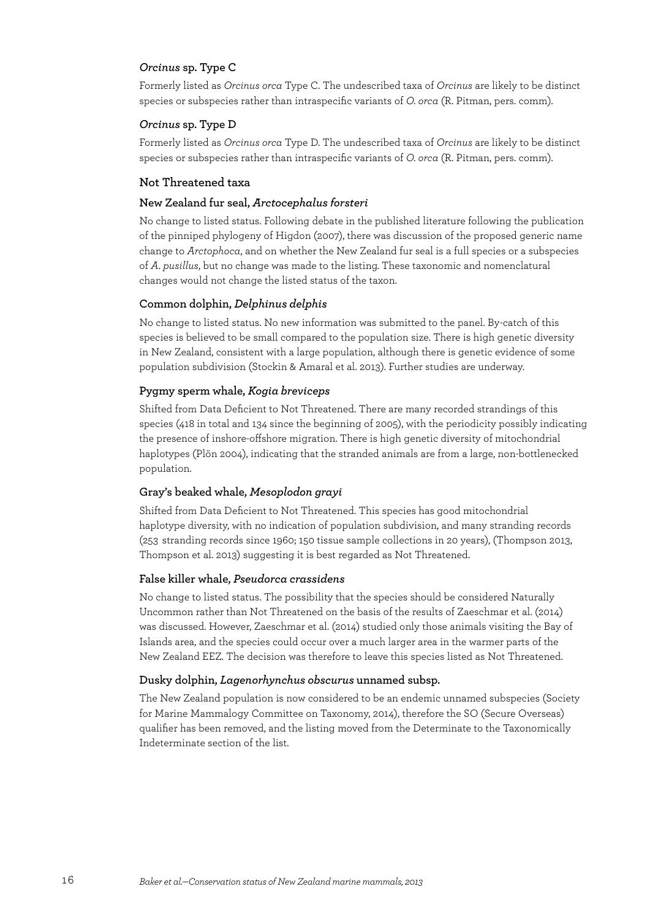### *Orcinus* sp. Type C

Formerly listed as *Orcinus orca* Type C. The undescribed taxa of *Orcinus* are likely to be distinct species or subspecies rather than intraspecific variants of *O. orca* (R. Pitman, pers. comm).

### *Orcinus* sp. Type D

Formerly listed as *Orcinus orca* Type D. The undescribed taxa of *Orcinus* are likely to be distinct species or subspecies rather than intraspecific variants of *O. orca* (R. Pitman, pers. comm).

## Not Threatened taxa

### New Zealand fur seal, *Arctocephalus forsteri*

No change to listed status. Following debate in the published literature following the publication of the pinniped phylogeny of Higdon (2007), there was discussion of the proposed generic name change to *Arctophoca*, and on whether the New Zealand fur seal is a full species or a subspecies of *A. pusillus*, but no change was made to the listing. These taxonomic and nomenclatural changes would not change the listed status of the taxon.

### Common dolphin, *Delphinus delphis*

No change to listed status. No new information was submitted to the panel. By-catch of this species is believed to be small compared to the population size. There is high genetic diversity in New Zealand, consistent with a large population, although there is genetic evidence of some population subdivision (Stockin & Amaral et al. 2013). Further studies are underway.

### Pygmy sperm whale, *Kogia breviceps*

Shifted from Data Deficient to Not Threatened. There are many recorded strandings of this species (418 in total and 134 since the beginning of 2005), with the periodicity possibly indicating the presence of inshore-offshore migration. There is high genetic diversity of mitochondrial haplotypes (Plön 2004), indicating that the stranded animals are from a large, non-bottlenecked population.

### Gray's beaked whale, *Mesoplodon grayi*

Shifted from Data Deficient to Not Threatened. This species has good mitochondrial haplotype diversity, with no indication of population subdivision, and many stranding records (253 stranding records since 1960; 150 tissue sample collections in 20 years), (Thompson 2013, Thompson et al. 2013) suggesting it is best regarded as Not Threatened.

### False killer whale, *Pseudorca crassidens*

No change to listed status. The possibility that the species should be considered Naturally Uncommon rather than Not Threatened on the basis of the results of Zaeschmar et al. (2014) was discussed. However, Zaeschmar et al. (2014) studied only those animals visiting the Bay of Islands area, and the species could occur over a much larger area in the warmer parts of the New Zealand EEZ. The decision was therefore to leave this species listed as Not Threatened.

### Dusky dolphin, *Lagenorhynchus obscurus* unnamed subsp.

The New Zealand population is now considered to be an endemic unnamed subspecies (Society for Marine Mammalogy Committee on Taxonomy, 2014), therefore the SO (Secure Overseas) qualifier has been removed, and the listing moved from the Determinate to the Taxonomically Indeterminate section of the list.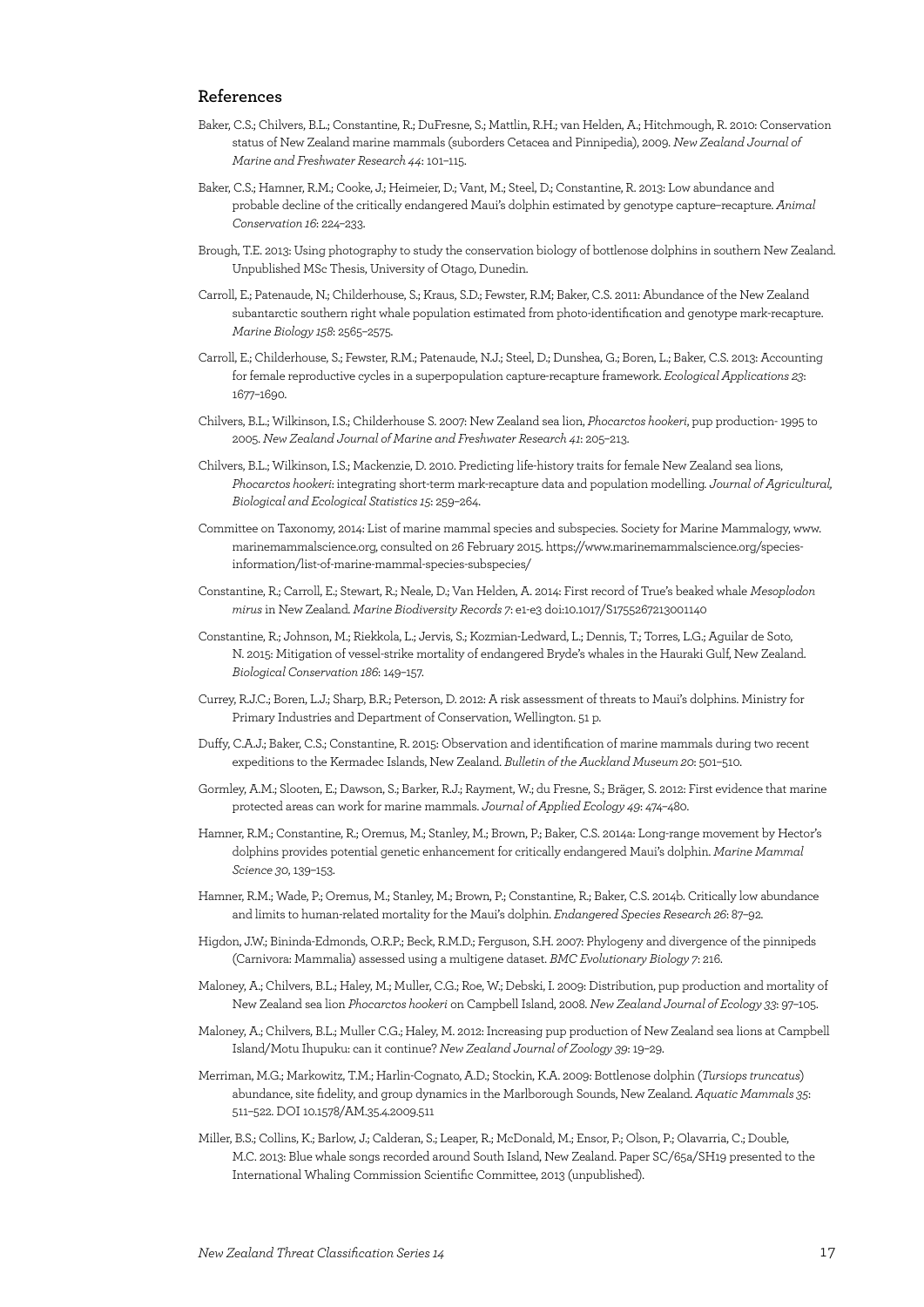## References

Baker, C.S.; Chilvers, B.L.; Constantine, R.; DuFresne, S.; Mattlin, R.H.; van Helden, A.; Hitchmough, R. 2010: Conservation status of New Zealand marine mammals (suborders Cetacea and Pinnipedia), 2009. *New Zealand Journal of Marine and Freshwater Research 44*: 101–115.

Baker, C.S.; Hamner, R.M.; Cooke, J.; Heimeier, D.; Vant, M.; Steel, D.; Constantine, R. 2013: Low abundance and probable decline of the critically endangered Maui's dolphin estimated by genotype capture–recapture. *Animal Conservation 16*: 224–233.

Brough, T.E. 2013: Using photography to study the conservation biology of bottlenose dolphins in southern New Zealand. Unpublished MSc Thesis, University of Otago, Dunedin.

Carroll, E.; Patenaude, N.; Childerhouse, S.; Kraus, S.D.; Fewster, R.M; Baker, C.S. 2011: Abundance of the New Zealand subantarctic southern right whale population estimated from photo-identification and genotype mark-recapture. *Marine Biology 158*: 2565–2575.

Carroll, E.; Childerhouse, S.; Fewster, R.M.; Patenaude, N.J.; Steel, D.; Dunshea, G.; Boren, L.; Baker, C.S. 2013: Accounting for female reproductive cycles in a superpopulation capture-recapture framework. *Ecological Applications 23*: 1677–1690.

Chilvers, B.L.; Wilkinson, I.S.; Childerhouse S. 2007: New Zealand sea lion, *Phocarctos hookeri*, pup production- 1995 to 2005. *New Zealand Journal of Marine and Freshwater Research 41*: 205–213.

Chilvers, B.L.; Wilkinson, I.S.; Mackenzie, D. 2010. Predicting life-history traits for female New Zealand sea lions, *Phocarctos hookeri*: integrating short-term mark-recapture data and population modelling. *Journal of Agricultural, Biological and Ecological Statistics 15*: 259–264.

Committee on Taxonomy, 2014: List of marine mammal species and subspecies. Society for Marine Mammalogy, www.marinemammalscience.org, consulted on 26 February 2015. https://www.marinemammalscience.org/species-information/list-of-marine-mammal-species-subspecies/

Constantine, R.; Carroll, E.; Stewart, R.; Neale, D.; Van Helden, A. 2014: First record of True's beaked whale *Mesoplodon mirus* in New Zealand. *Marine Biodiversity Records 7*: e1-e3 doi:10.1017/S1755267213001140

Constantine, R.; Johnson, M.; Riekkola, L.; Jervis, S.; Kozmian-Ledward, L.; Dennis, T.; Torres, L.G.; Aguilar de Soto, N. 2015: Mitigation of vessel-strike mortality of endangered Bryde's whales in the Hauraki Gulf, New Zealand. *Biological Conservation 186*: 149–157.

Currey, R.J.C.; Boren, L.J.; Sharp, B.R.; Peterson, D. 2012: A risk assessment of threats to Maui's dolphins. Ministry for Primary Industries and Department of Conservation, Wellington. 51 p.

Duffy, C.A.J.; Baker, C.S.; Constantine, R. 2015: Observation and identification of marine mammals during two recent expeditions to the Kermadec Islands, New Zealand. *Bulletin of the Auckland Museum 20*: 501–510.

Gormley, A.M.; Slooten, E.; Dawson, S.; Barker, R.J.; Rayment, W.; du Fresne, S.; Bräger, S. 2012: First evidence that marine protected areas can work for marine mammals. *Journal of Applied Ecology 49*: 474–480.

Hamner, R.M.; Constantine, R.; Oremus, M.; Stanley, M.; Brown, P.; Baker, C.S. 2014a: Long-range movement by Hector's dolphins provides potential genetic enhancement for critically endangered Maui's dolphin. *Marine Mammal Science 30*, 139–153.

Hamner, R.M.; Wade, P.; Oremus, M.; Stanley, M.; Brown, P.; Constantine, R.; Baker, C.S. 2014b. Critically low abundance and limits to human-related mortality for the Maui's dolphin. *Endangered Species Research 26*: 87–92.

Higdon, J.W.; Bininda-Edmonds, O.R.P.; Beck, R.M.D.; Ferguson, S.H. 2007: Phylogeny and divergence of the pinnipeds (Carnivora: Mammalia) assessed using a multigene dataset. *BMC Evolutionary Biology 7*: 216.

Maloney, A.; Chilvers, B.L.; Haley, M.; Muller, C.G.; Roe, W.; Debski, I. 2009: Distribution, pup production and mortality of New Zealand sea lion *Phocarctos hookeri* on Campbell Island, 2008. *New Zealand Journal of Ecology 33*: 97–105.

Maloney, A.; Chilvers, B.L.; Muller C.G.; Haley, M. 2012: Increasing pup production of New Zealand sea lions at Campbell Island/Motu Ihupuku: can it continue? *New Zealand Journal of Zoology 39*: 19–29.

Merriman, M.G.; Markowitz, T.M.; Harlin-Cognato, A.D.; Stockin, K.A. 2009: Bottlenose dolphin (*Tursiops truncatus*) abundance, site fidelity, and group dynamics in the Marlborough Sounds, New Zealand. *Aquatic Mammals 35*: 511–522. DOI 10.1578/AM.35.4.2009.511

Miller, B.S.; Collins, K.; Barlow, J.; Calderan, S.; Leaper, R.; McDonald, M.; Ensor, P.; Olson, P.; Olavarria, C.; Double, M.C. 2013: Blue whale songs recorded around South Island, New Zealand. Paper SC/65a/SH19 presented to the International Whaling Commission Scientific Committee, 2013 (unpublished).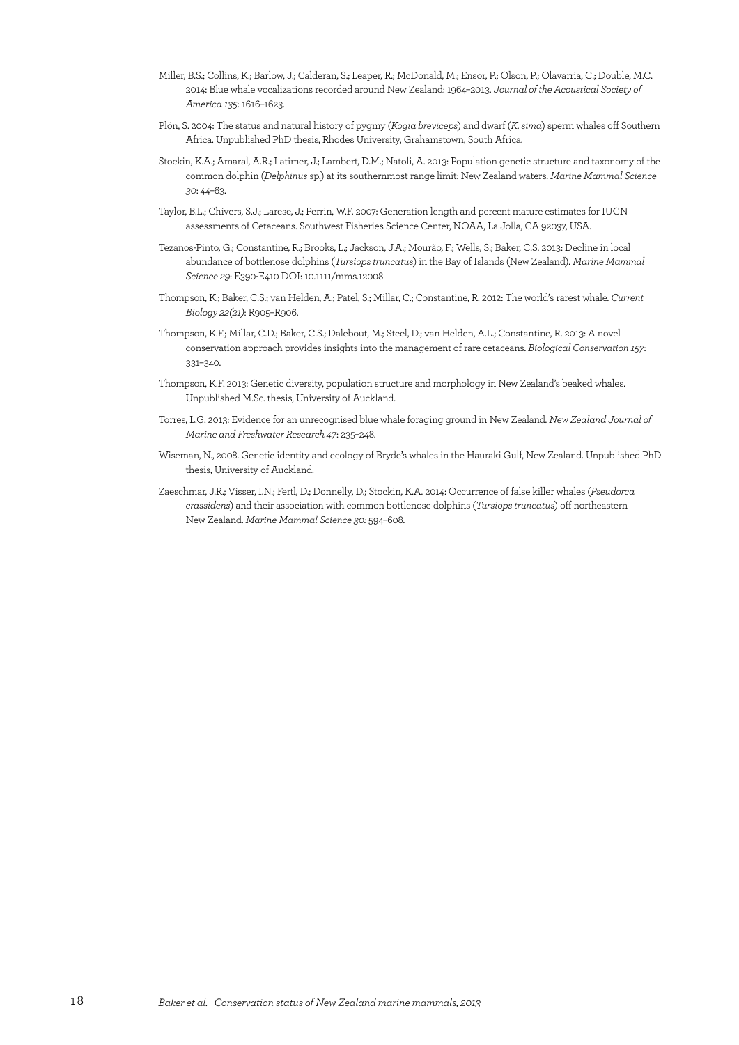Miller, B.S.; Collins, K.; Barlow, J.; Calderan, S.; Leaper, R.; McDonald, M.; Ensor, P.; Olson, P.; Olavarria, C.; Double, M.C. 2014: Blue whale vocalizations recorded around New Zealand: 1964–2013. *Journal of the Acoustical Society of America 135*: 1616–1623.

Plön, S. 2004: The status and natural history of pygmy (*Kogia breviceps*) and dwarf (*K. sima*) sperm whales off Southern Africa. Unpublished PhD thesis, Rhodes University, Grahamstown, South Africa.

Stockin, K.A.; Amaral, A.R.; Latimer, J.; Lambert, D.M.; Natoli, A. 2013: Population genetic structure and taxonomy of the common dolphin (*Delphinus* sp.) at its southernmost range limit: New Zealand waters. *Marine Mammal Science 30*: 44–63.

Taylor, B.L.; Chivers, S.J.; Larese, J.; Perrin, W.F. 2007: Generation length and percent mature estimates for IUCN assessments of Cetaceans. Southwest Fisheries Science Center, NOAA, La Jolla, CA 92037, USA.

Tezanos-Pinto, G.; Constantine, R.; Brooks, L.; Jackson, J.A.; Mourão, F.; Wells, S.; Baker, C.S. 2013: Decline in local abundance of bottlenose dolphins (*Tursiops truncatus*) in the Bay of Islands (New Zealand). *Marine Mammal Science 29*: E390-E410 DOI: 10.1111/mms.12008

Thompson, K.; Baker, C.S.; van Helden, A.; Patel, S.; Millar, C.; Constantine, R. 2012: The world's rarest whale. *Current Biology 22(21)*: R905–R906.

Thompson, K.F.; Millar, C.D.; Baker, C.S.; Dalebout, M.; Steel, D.; van Helden, A.L.; Constantine, R. 2013: A novel conservation approach provides insights into the management of rare cetaceans. *Biological Conservation 157*: 331–340.

Thompson, K.F. 2013: Genetic diversity, population structure and morphology in New Zealand's beaked whales. Unpublished M.Sc. thesis, University of Auckland.

Torres, L.G. 2013: Evidence for an unrecognised blue whale foraging ground in New Zealand. *New Zealand Journal of Marine and Freshwater Research 47*: 235–248.

Wiseman, N., 2008. Genetic identity and ecology of Bryde's whales in the Hauraki Gulf, New Zealand. Unpublished PhD thesis, University of Auckland.

Zaeschmar, J.R.; Visser, I.N.; Fertl, D.; Donnelly, D.; Stockin, K.A. 2014: Occurrence of false killer whales (*Pseudorca crassidens*) and their association with common bottlenose dolphins (*Tursiops truncatus*) off northeastern New Zealand. *Marine Mammal Science 30*: 594–608.